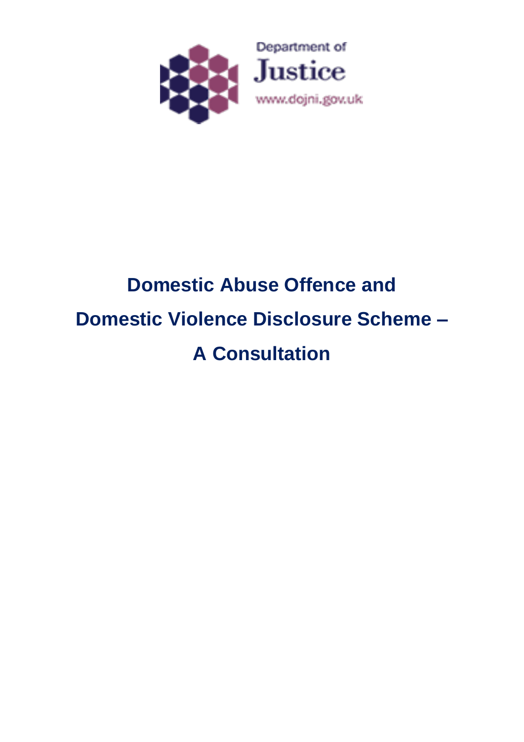Department of Justice

www.dojni.gov.uk

# Domestic Abuse Offence and Domestic Violence Disclosure Scheme – A Consultation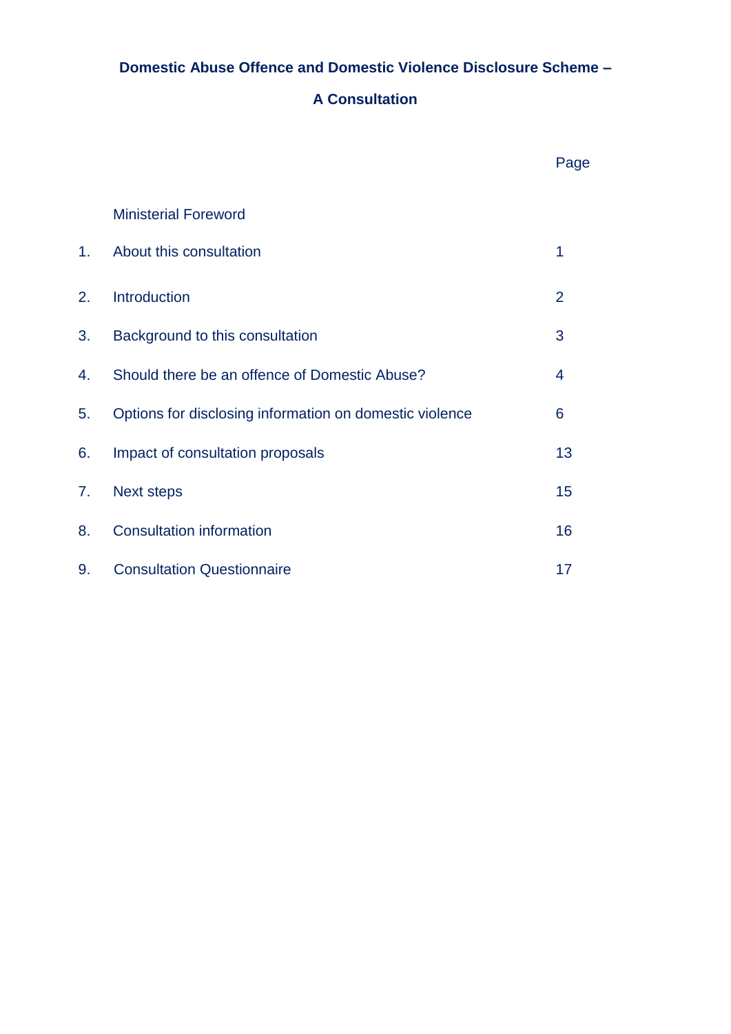# Domestic Abuse Offence and Domestic Violence Disclosure Scheme –

# A Consultation

| | | Page |
|---|---|---|
| | Ministerial Foreword | |
| 1. | About this consultation | 1 |
| 2. | Introduction | 2 |
| 3. | Background to this consultation | 3 |
| 4. | Should there be an offence of Domestic Abuse? | 4 |
| 5. | Options for disclosing information on domestic violence | 6 |
| 6. | Impact of consultation proposals | 13 |
| 7. | Next steps | 15 |
| 8. | Consultation information | 16 |
| 9. | Consultation Questionnaire | 17 |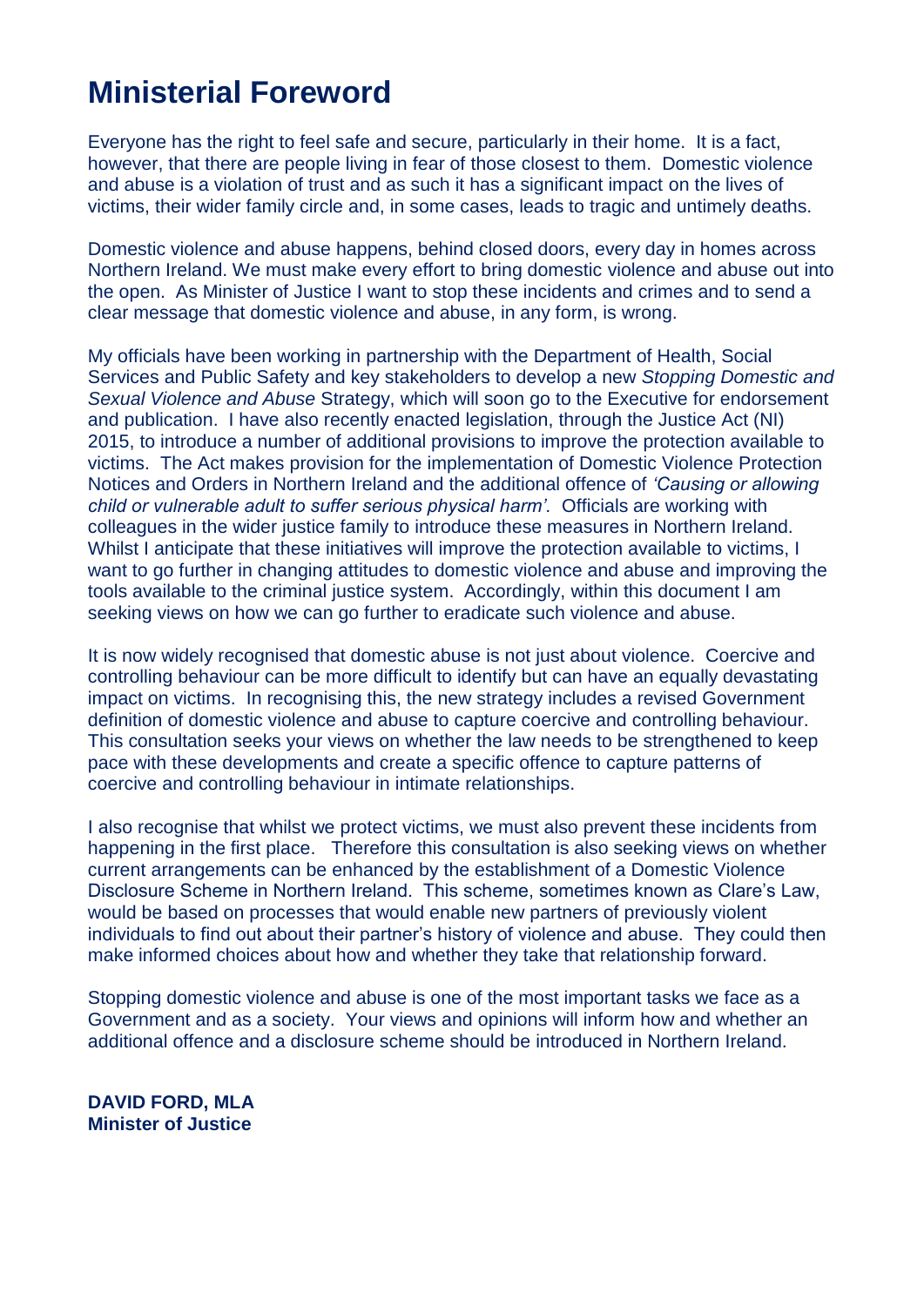# Ministerial Foreword

Everyone has the right to feel safe and secure, particularly in their home. It is a fact, however, that there are people living in fear of those closest to them. Domestic violence and abuse is a violation of trust and as such it has a significant impact on the lives of victims, their wider family circle and, in some cases, leads to tragic and untimely deaths.

Domestic violence and abuse happens, behind closed doors, every day in homes across Northern Ireland. We must make every effort to bring domestic violence and abuse out into the open. As Minister of Justice I want to stop these incidents and crimes and to send a clear message that domestic violence and abuse, in any form, is wrong.

My officials have been working in partnership with the Department of Health, Social Services and Public Safety and key stakeholders to develop a new *Stopping Domestic and Sexual Violence and Abuse* Strategy, which will soon go to the Executive for endorsement and publication. I have also recently enacted legislation, through the Justice Act (NI) 2015, to introduce a number of additional provisions to improve the protection available to victims. The Act makes provision for the implementation of Domestic Violence Protection Notices and Orders in Northern Ireland and the additional offence of *'Causing or allowing child or vulnerable adult to suffer serious physical harm'.* Officials are working with colleagues in the wider justice family to introduce these measures in Northern Ireland. Whilst I anticipate that these initiatives will improve the protection available to victims, I want to go further in changing attitudes to domestic violence and abuse and improving the tools available to the criminal justice system. Accordingly, within this document I am seeking views on how we can go further to eradicate such violence and abuse.

It is now widely recognised that domestic abuse is not just about violence. Coercive and controlling behaviour can be more difficult to identify but can have an equally devastating impact on victims. In recognising this, the new strategy includes a revised Government definition of domestic violence and abuse to capture coercive and controlling behaviour. This consultation seeks your views on whether the law needs to be strengthened to keep pace with these developments and create a specific offence to capture patterns of coercive and controlling behaviour in intimate relationships.

I also recognise that whilst we protect victims, we must also prevent these incidents from happening in the first place. Therefore this consultation is also seeking views on whether current arrangements can be enhanced by the establishment of a Domestic Violence Disclosure Scheme in Northern Ireland. This scheme, sometimes known as Clare's Law, would be based on processes that would enable new partners of previously violent individuals to find out about their partner's history of violence and abuse. They could then make informed choices about how and whether they take that relationship forward.

Stopping domestic violence and abuse is one of the most important tasks we face as a Government and as a society. Your views and opinions will inform how and whether an additional offence and a disclosure scheme should be introduced in Northern Ireland.

**DAVID FORD, MLA**
**Minister of Justice**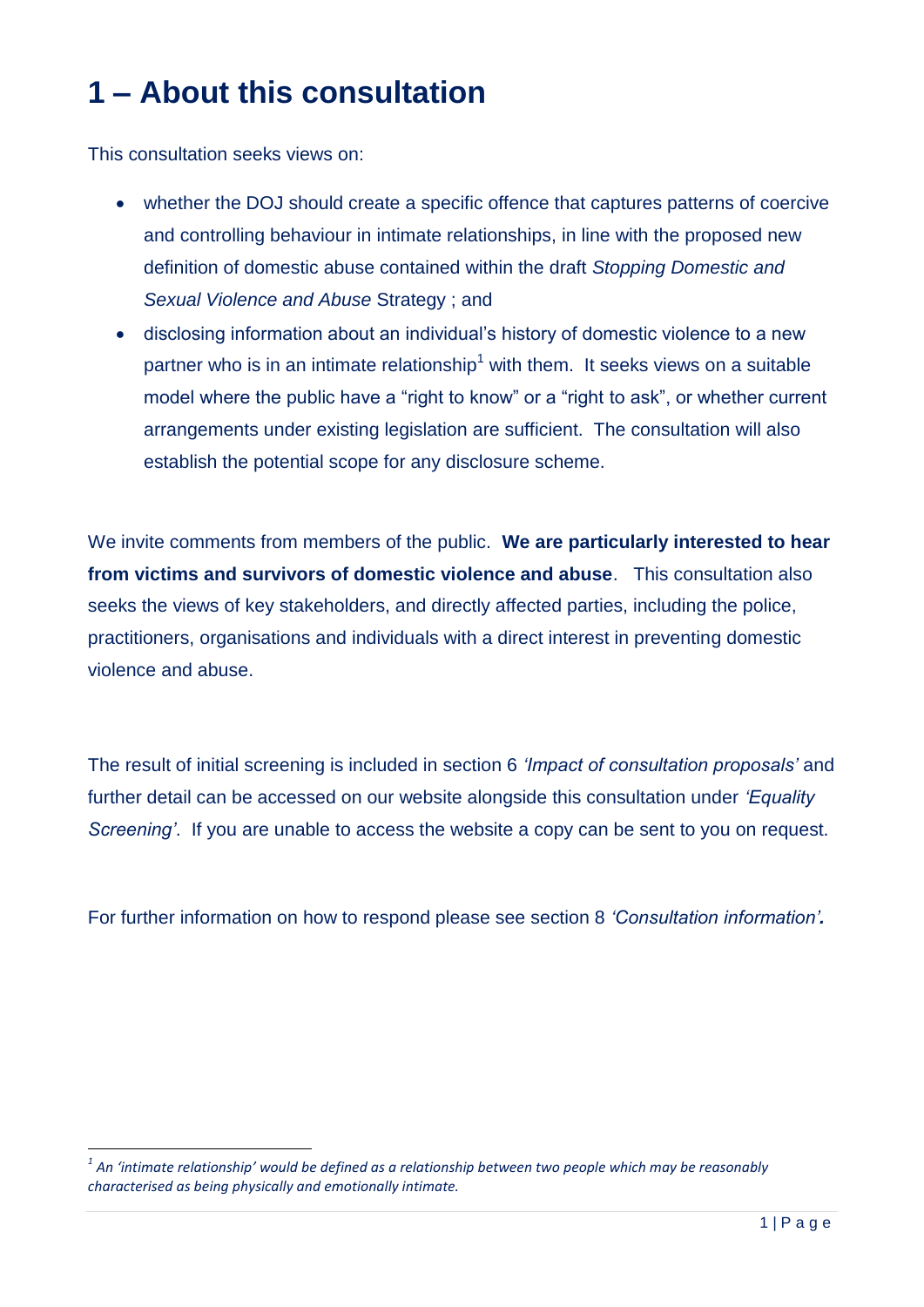# 1 – About this consultation

This consultation seeks views on:

- whether the DOJ should create a specific offence that captures patterns of coercive and controlling behaviour in intimate relationships, in line with the proposed new definition of domestic abuse contained within the draft *Stopping Domestic and Sexual Violence and Abuse* Strategy ; and
- disclosing information about an individual's history of domestic violence to a new partner who is in an intimate relationship[1] with them. It seeks views on a suitable model where the public have a "right to know" or a "right to ask", or whether current arrangements under existing legislation are sufficient. The consultation will also establish the potential scope for any disclosure scheme.

We invite comments from members of the public. **We are particularly interested to hear from victims and survivors of domestic violence and abuse**. This consultation also seeks the views of key stakeholders, and directly affected parties, including the police, practitioners, organisations and individuals with a direct interest in preventing domestic violence and abuse.

The result of initial screening is included in section 6 *'Impact of consultation proposals'* and further detail can be accessed on our website alongside this consultation under *'Equality Screening'*. If you are unable to access the website a copy can be sent to you on request.

For further information on how to respond please see section 8 *'Consultation information'.*

[1] *An 'intimate relationship' would be defined as a relationship between two people which may be reasonably characterised as being physically and emotionally intimate.*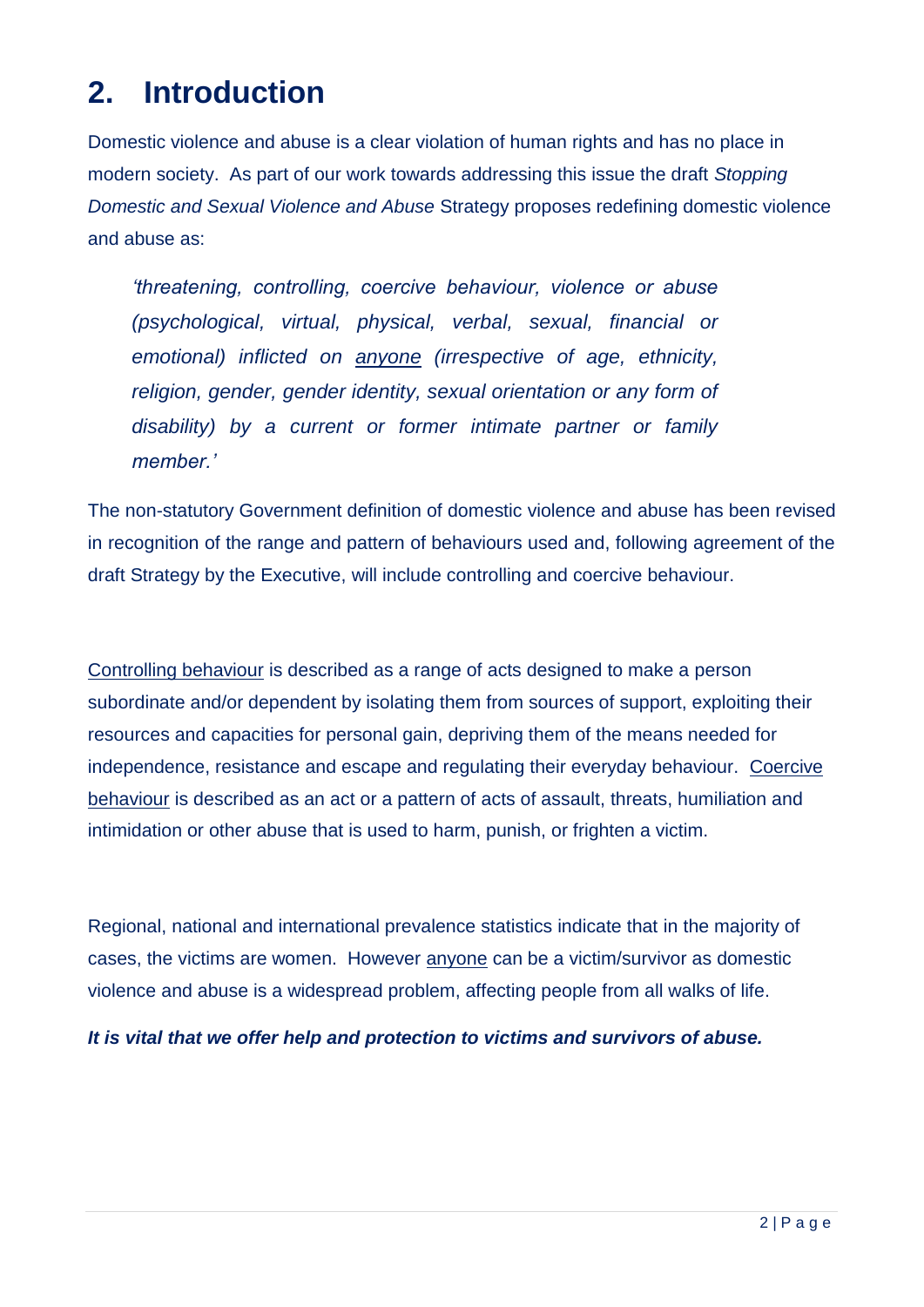## 2. Introduction

Domestic violence and abuse is a clear violation of human rights and has no place in modern society. As part of our work towards addressing this issue the draft *Stopping Domestic and Sexual Violence and Abuse* Strategy proposes redefining domestic violence and abuse as:

> *'threatening, controlling, coercive behaviour, violence or abuse (psychological, virtual, physical, verbal, sexual, financial or emotional) inflicted on <u>anyone</u> (irrespective of age, ethnicity, religion, gender, gender identity, sexual orientation or any form of disability) by a current or former intimate partner or family member.'*

The non-statutory Government definition of domestic violence and abuse has been revised in recognition of the range and pattern of behaviours used and, following agreement of the draft Strategy by the Executive, will include controlling and coercive behaviour.

<u>Controlling behaviour</u> is described as a range of acts designed to make a person subordinate and/or dependent by isolating them from sources of support, exploiting their resources and capacities for personal gain, depriving them of the means needed for independence, resistance and escape and regulating their everyday behaviour. <u>Coercive behaviour</u> is described as an act or a pattern of acts of assault, threats, humiliation and intimidation or other abuse that is used to harm, punish, or frighten a victim.

Regional, national and international prevalence statistics indicate that in the majority of cases, the victims are women. However <u>anyone</u> can be a victim/survivor as domestic violence and abuse is a widespread problem, affecting people from all walks of life.

***It is vital that we offer help and protection to victims and survivors of abuse.***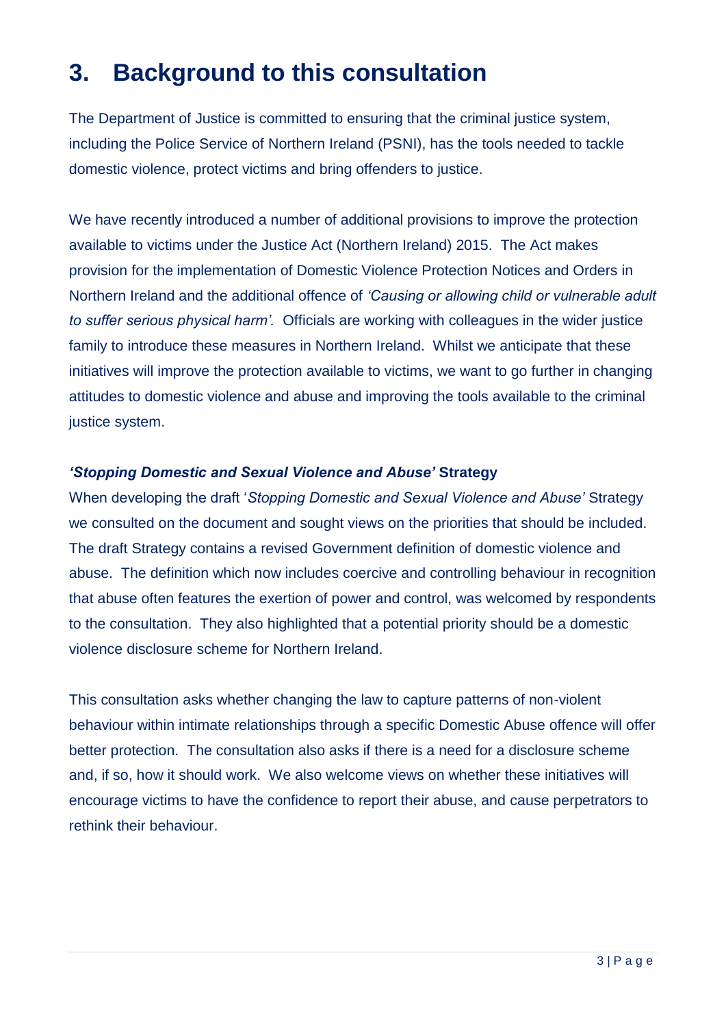# 3. Background to this consultation

The Department of Justice is committed to ensuring that the criminal justice system, including the Police Service of Northern Ireland (PSNI), has the tools needed to tackle domestic violence, protect victims and bring offenders to justice.

We have recently introduced a number of additional provisions to improve the protection available to victims under the Justice Act (Northern Ireland) 2015. The Act makes provision for the implementation of Domestic Violence Protection Notices and Orders in Northern Ireland and the additional offence of *'Causing or allowing child or vulnerable adult to suffer serious physical harm'*. Officials are working with colleagues in the wider justice family to introduce these measures in Northern Ireland. Whilst we anticipate that these initiatives will improve the protection available to victims, we want to go further in changing attitudes to domestic violence and abuse and improving the tools available to the criminal justice system.

### *'Stopping Domestic and Sexual Violence and Abuse'* Strategy

When developing the draft '*Stopping Domestic and Sexual Violence and Abuse'* Strategy we consulted on the document and sought views on the priorities that should be included. The draft Strategy contains a revised Government definition of domestic violence and abuse. The definition which now includes coercive and controlling behaviour in recognition that abuse often features the exertion of power and control, was welcomed by respondents to the consultation. They also highlighted that a potential priority should be a domestic violence disclosure scheme for Northern Ireland.

This consultation asks whether changing the law to capture patterns of non-violent behaviour within intimate relationships through a specific Domestic Abuse offence will offer better protection. The consultation also asks if there is a need for a disclosure scheme and, if so, how it should work. We also welcome views on whether these initiatives will encourage victims to have the confidence to report their abuse, and cause perpetrators to rethink their behaviour.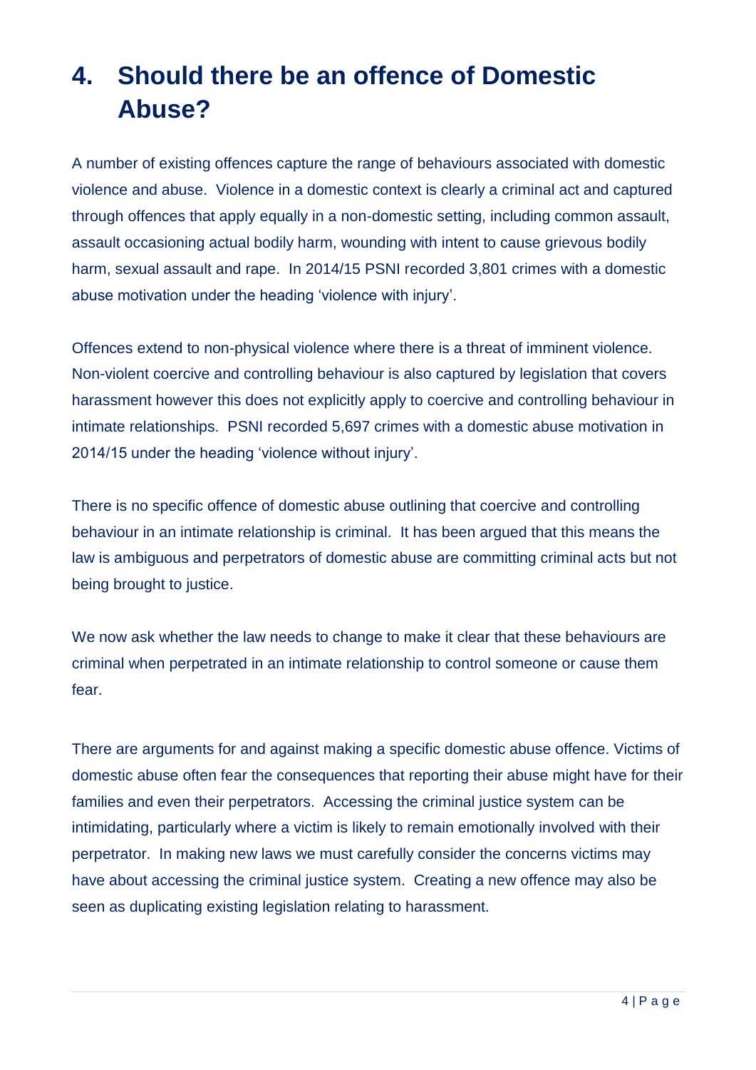# 4. Should there be an offence of Domestic Abuse?

A number of existing offences capture the range of behaviours associated with domestic violence and abuse. Violence in a domestic context is clearly a criminal act and captured through offences that apply equally in a non-domestic setting, including common assault, assault occasioning actual bodily harm, wounding with intent to cause grievous bodily harm, sexual assault and rape. In 2014/15 PSNI recorded 3,801 crimes with a domestic abuse motivation under the heading 'violence with injury'.

Offences extend to non-physical violence where there is a threat of imminent violence. Non-violent coercive and controlling behaviour is also captured by legislation that covers harassment however this does not explicitly apply to coercive and controlling behaviour in intimate relationships. PSNI recorded 5,697 crimes with a domestic abuse motivation in 2014/15 under the heading 'violence without injury'.

There is no specific offence of domestic abuse outlining that coercive and controlling behaviour in an intimate relationship is criminal. It has been argued that this means the law is ambiguous and perpetrators of domestic abuse are committing criminal acts but not being brought to justice.

We now ask whether the law needs to change to make it clear that these behaviours are criminal when perpetrated in an intimate relationship to control someone or cause them fear.

There are arguments for and against making a specific domestic abuse offence. Victims of domestic abuse often fear the consequences that reporting their abuse might have for their families and even their perpetrators. Accessing the criminal justice system can be intimidating, particularly where a victim is likely to remain emotionally involved with their perpetrator. In making new laws we must carefully consider the concerns victims may have about accessing the criminal justice system. Creating a new offence may also be seen as duplicating existing legislation relating to harassment.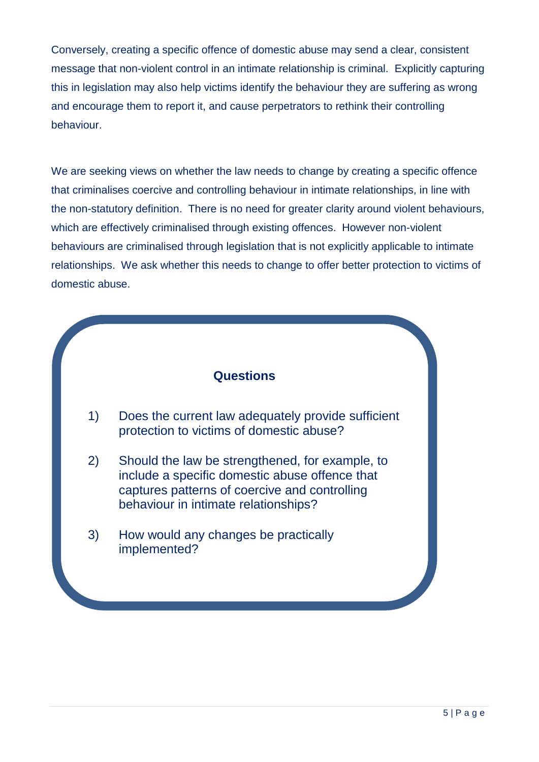Conversely, creating a specific offence of domestic abuse may send a clear, consistent message that non-violent control in an intimate relationship is criminal. Explicitly capturing this in legislation may also help victims identify the behaviour they are suffering as wrong and encourage them to report it, and cause perpetrators to rethink their controlling behaviour.

We are seeking views on whether the law needs to change by creating a specific offence that criminalises coercive and controlling behaviour in intimate relationships, in line with the non-statutory definition. There is no need for greater clarity around violent behaviours, which are effectively criminalised through existing offences. However non-violent behaviours are criminalised through legislation that is not explicitly applicable to intimate relationships. We ask whether this needs to change to offer better protection to victims of domestic abuse.

**Questions**

1) Does the current law adequately provide sufficient protection to victims of domestic abuse?

2) Should the law be strengthened, for example, to include a specific domestic abuse offence that captures patterns of coercive and controlling behaviour in intimate relationships?

3) How would any changes be practically implemented?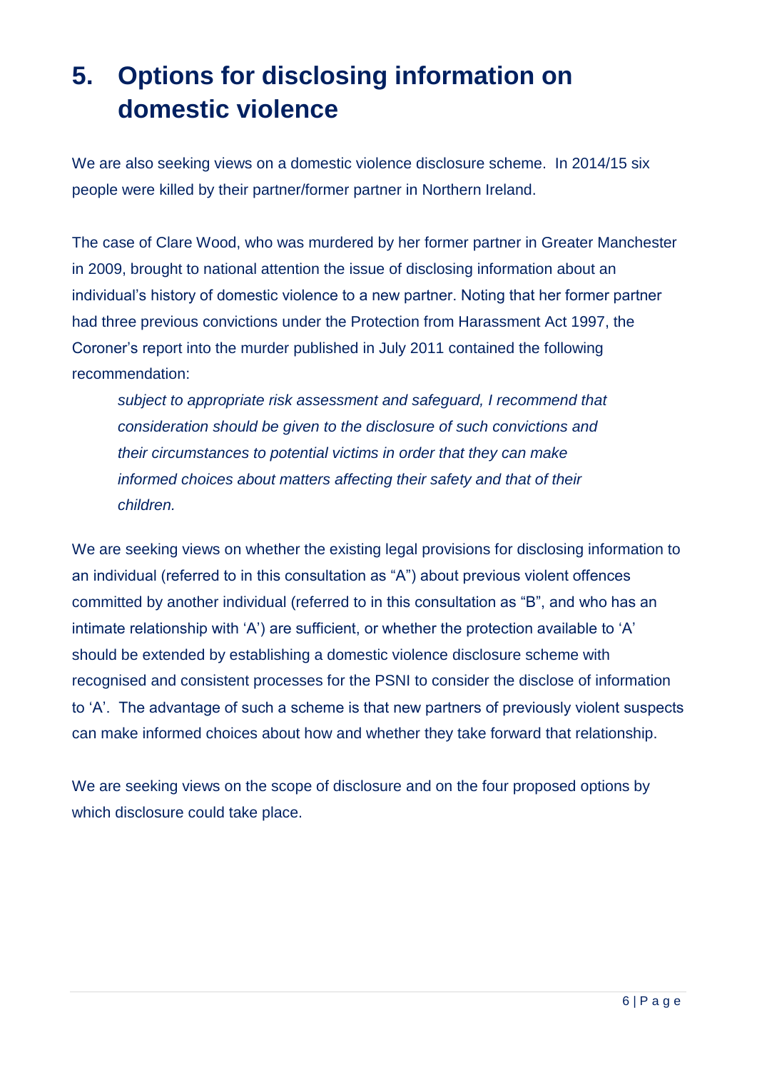# 5. Options for disclosing information on domestic violence

We are also seeking views on a domestic violence disclosure scheme. In 2014/15 six people were killed by their partner/former partner in Northern Ireland.

The case of Clare Wood, who was murdered by her former partner in Greater Manchester in 2009, brought to national attention the issue of disclosing information about an individual's history of domestic violence to a new partner. Noting that her former partner had three previous convictions under the Protection from Harassment Act 1997, the Coroner's report into the murder published in July 2011 contained the following recommendation:

> *subject to appropriate risk assessment and safeguard, I recommend that consideration should be given to the disclosure of such convictions and their circumstances to potential victims in order that they can make informed choices about matters affecting their safety and that of their children.*

We are seeking views on whether the existing legal provisions for disclosing information to an individual (referred to in this consultation as "A") about previous violent offences committed by another individual (referred to in this consultation as "B", and who has an intimate relationship with 'A') are sufficient, or whether the protection available to 'A' should be extended by establishing a domestic violence disclosure scheme with recognised and consistent processes for the PSNI to consider the disclose of information to 'A'. The advantage of such a scheme is that new partners of previously violent suspects can make informed choices about how and whether they take forward that relationship.

We are seeking views on the scope of disclosure and on the four proposed options by which disclosure could take place.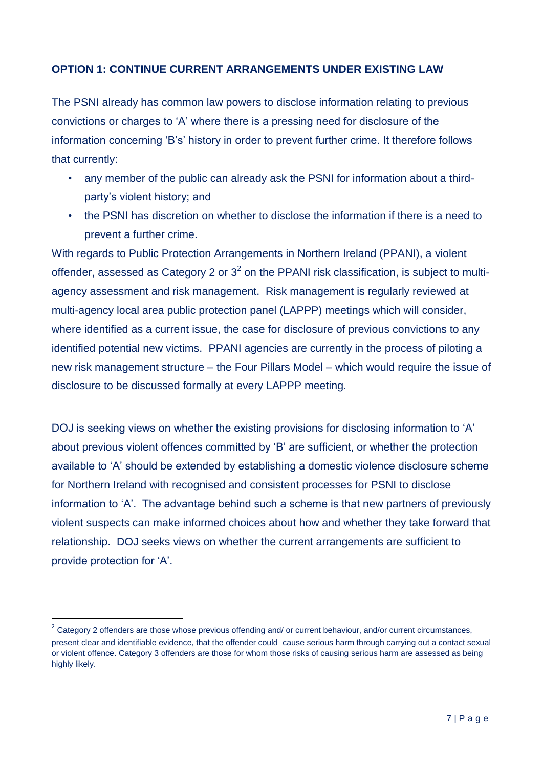## OPTION 1: CONTINUE CURRENT ARRANGEMENTS UNDER EXISTING LAW

The PSNI already has common law powers to disclose information relating to previous convictions or charges to 'A' where there is a pressing need for disclosure of the information concerning 'B's' history in order to prevent further crime. It therefore follows that currently:

- any member of the public can already ask the PSNI for information about a third-party's violent history; and
- the PSNI has discretion on whether to disclose the information if there is a need to prevent a further crime.

With regards to Public Protection Arrangements in Northern Ireland (PPANI), a violent offender, assessed as Category 2 or 3[2] on the PPANI risk classification, is subject to multi-agency assessment and risk management. Risk management is regularly reviewed at multi-agency local area public protection panel (LAPPP) meetings which will consider, where identified as a current issue, the case for disclosure of previous convictions to any identified potential new victims. PPANI agencies are currently in the process of piloting a new risk management structure – the Four Pillars Model – which would require the issue of disclosure to be discussed formally at every LAPPP meeting.

DOJ is seeking views on whether the existing provisions for disclosing information to 'A' about previous violent offences committed by 'B' are sufficient, or whether the protection available to 'A' should be extended by establishing a domestic violence disclosure scheme for Northern Ireland with recognised and consistent processes for PSNI to disclose information to 'A'. The advantage behind such a scheme is that new partners of previously violent suspects can make informed choices about how and whether they take forward that relationship. DOJ seeks views on whether the current arrangements are sufficient to provide protection for 'A'.

[2] Category 2 offenders are those whose previous offending and/ or current behaviour, and/or current circumstances, present clear and identifiable evidence, that the offender could cause serious harm through carrying out a contact sexual or violent offence. Category 3 offenders are those for whom those risks of causing serious harm are assessed as being highly likely.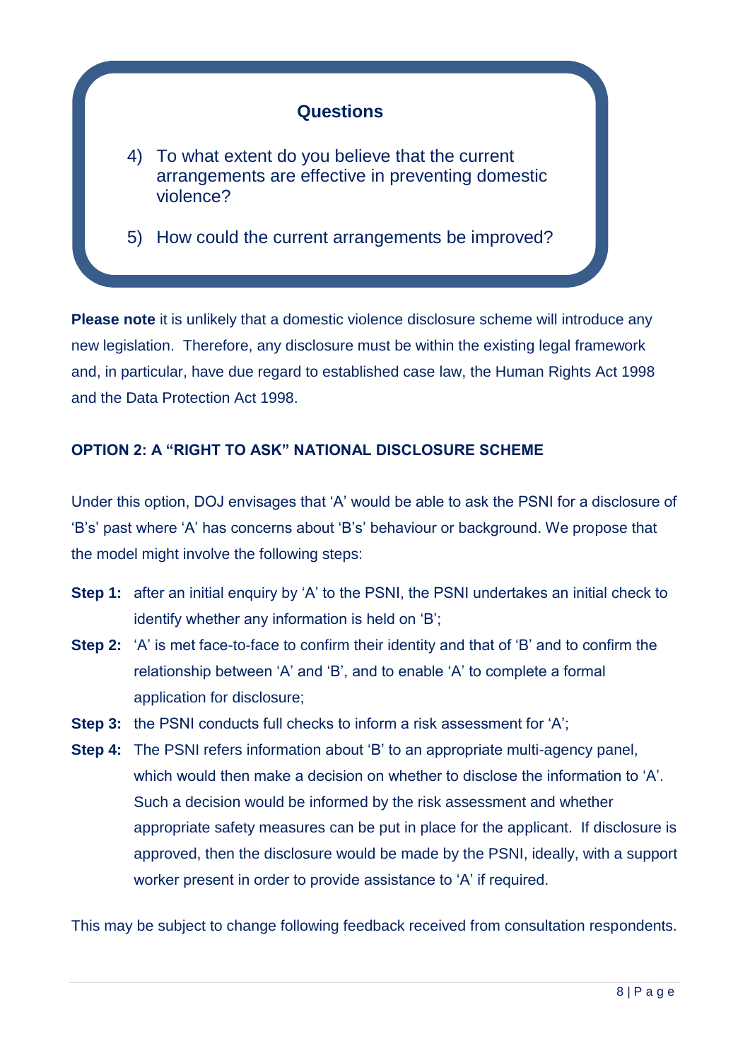**Questions**

4) To what extent do you believe that the current arrangements are effective in preventing domestic violence?

5) How could the current arrangements be improved?

**Please note** it is unlikely that a domestic violence disclosure scheme will introduce any new legislation. Therefore, any disclosure must be within the existing legal framework and, in particular, have due regard to established case law, the Human Rights Act 1998 and the Data Protection Act 1998.

## OPTION 2: A "RIGHT TO ASK" NATIONAL DISCLOSURE SCHEME

Under this option, DOJ envisages that 'A' would be able to ask the PSNI for a disclosure of 'B's' past where 'A' has concerns about 'B's' behaviour or background. We propose that the model might involve the following steps:

**Step 1:** after an initial enquiry by 'A' to the PSNI, the PSNI undertakes an initial check to identify whether any information is held on 'B';

**Step 2:** 'A' is met face-to-face to confirm their identity and that of 'B' and to confirm the relationship between 'A' and 'B', and to enable 'A' to complete a formal application for disclosure;

**Step 3:** the PSNI conducts full checks to inform a risk assessment for 'A';

**Step 4:** The PSNI refers information about 'B' to an appropriate multi-agency panel, which would then make a decision on whether to disclose the information to 'A'. Such a decision would be informed by the risk assessment and whether appropriate safety measures can be put in place for the applicant. If disclosure is approved, then the disclosure would be made by the PSNI, ideally, with a support worker present in order to provide assistance to 'A' if required.

This may be subject to change following feedback received from consultation respondents.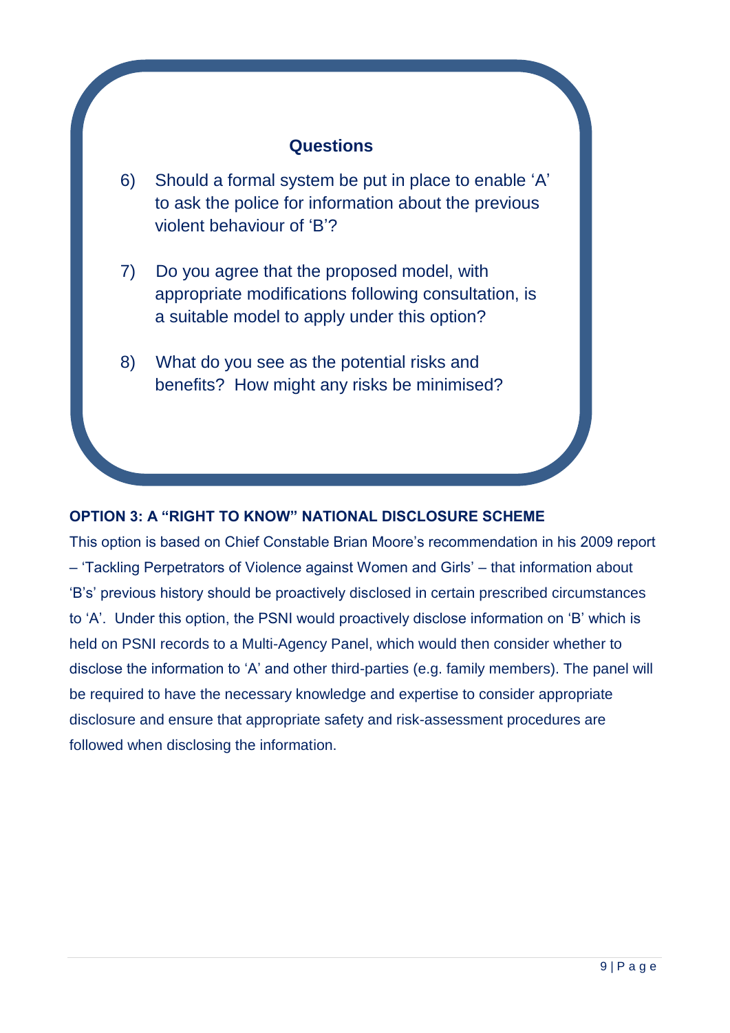### Questions

6) Should a formal system be put in place to enable 'A' to ask the police for information about the previous violent behaviour of 'B'?

7) Do you agree that the proposed model, with appropriate modifications following consultation, is a suitable model to apply under this option?

8) What do you see as the potential risks and benefits? How might any risks be minimised?

## OPTION 3: A "RIGHT TO KNOW" NATIONAL DISCLOSURE SCHEME

This option is based on Chief Constable Brian Moore's recommendation in his 2009 report – 'Tackling Perpetrators of Violence against Women and Girls' – that information about 'B's' previous history should be proactively disclosed in certain prescribed circumstances to 'A'. Under this option, the PSNI would proactively disclose information on 'B' which is held on PSNI records to a Multi-Agency Panel, which would then consider whether to disclose the information to 'A' and other third-parties (e.g. family members). The panel will be required to have the necessary knowledge and expertise to consider appropriate disclosure and ensure that appropriate safety and risk-assessment procedures are followed when disclosing the information.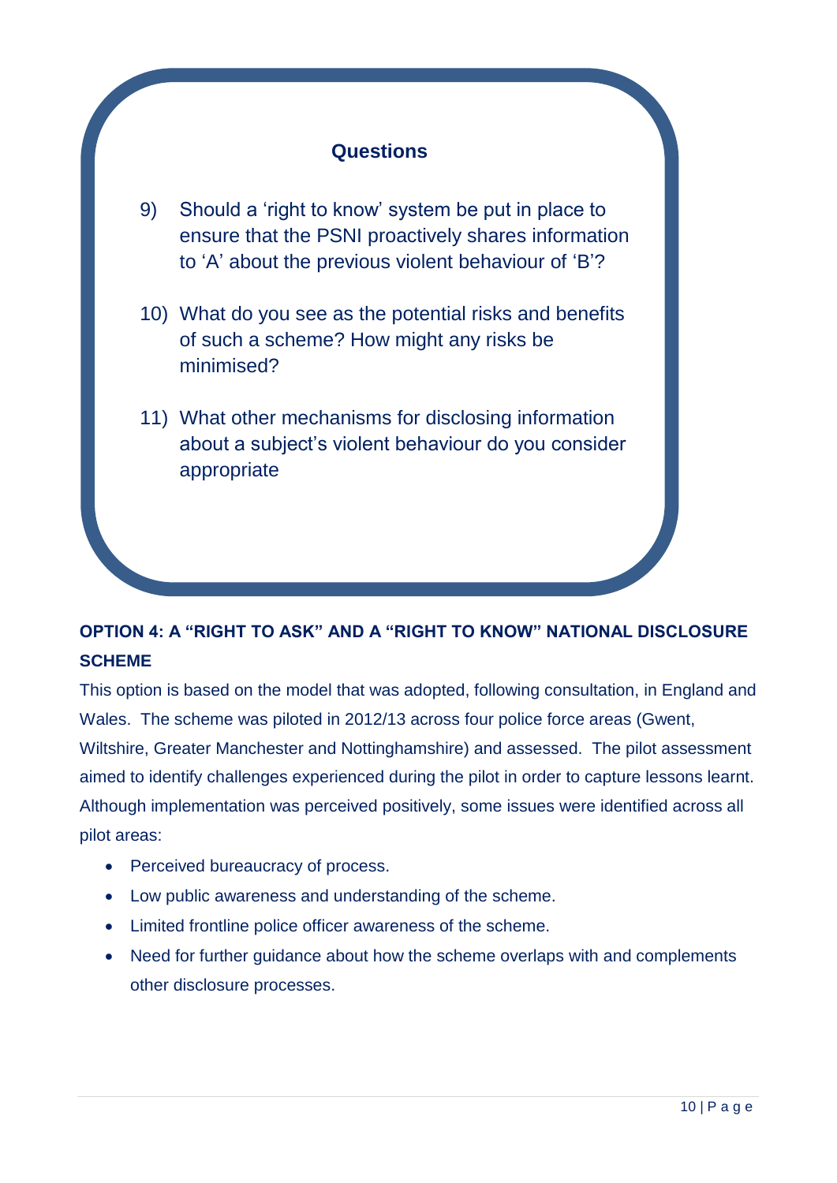**Questions**

9) Should a 'right to know' system be put in place to ensure that the PSNI proactively shares information to 'A' about the previous violent behaviour of 'B'?

10) What do you see as the potential risks and benefits of such a scheme? How might any risks be minimised?

11) What other mechanisms for disclosing information about a subject's violent behaviour do you consider appropriate

## OPTION 4: A "RIGHT TO ASK" AND A "RIGHT TO KNOW" NATIONAL DISCLOSURE SCHEME

This option is based on the model that was adopted, following consultation, in England and Wales. The scheme was piloted in 2012/13 across four police force areas (Gwent, Wiltshire, Greater Manchester and Nottinghamshire) and assessed. The pilot assessment aimed to identify challenges experienced during the pilot in order to capture lessons learnt. Although implementation was perceived positively, some issues were identified across all pilot areas:

- Perceived bureaucracy of process.
- Low public awareness and understanding of the scheme.
- Limited frontline police officer awareness of the scheme.
- Need for further guidance about how the scheme overlaps with and complements other disclosure processes.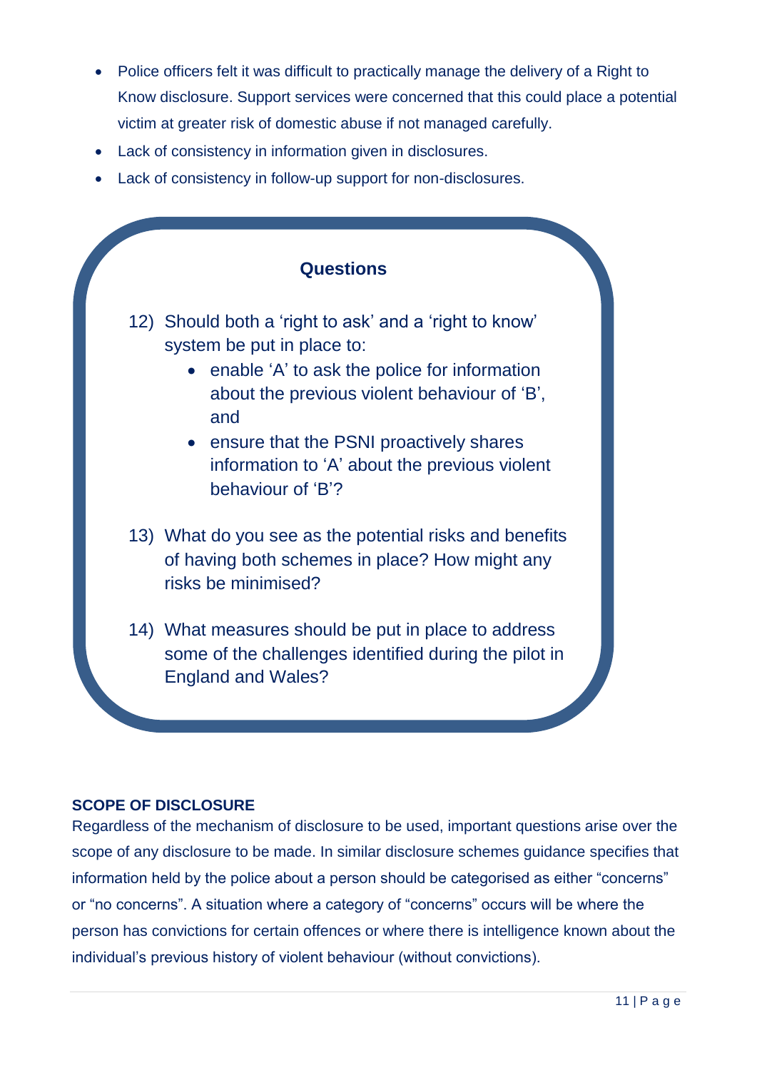- Police officers felt it was difficult to practically manage the delivery of a Right to Know disclosure. Support services were concerned that this could place a potential victim at greater risk of domestic abuse if not managed carefully.
- Lack of consistency in information given in disclosures.
- Lack of consistency in follow-up support for non-disclosures.

**Questions**

12) Should both a ‘right to ask’ and a ‘right to know’ system be put in place to:
    - enable ‘A’ to ask the police for information about the previous violent behaviour of ‘B’, and
    - ensure that the PSNI proactively shares information to ‘A’ about the previous violent behaviour of ‘B’?

13) What do you see as the potential risks and benefits of having both schemes in place? How might any risks be minimised?

14) What measures should be put in place to address some of the challenges identified during the pilot in England and Wales?

**SCOPE OF DISCLOSURE**

Regardless of the mechanism of disclosure to be used, important questions arise over the scope of any disclosure to be made. In similar disclosure schemes guidance specifies that information held by the police about a person should be categorised as either “concerns” or “no concerns”. A situation where a category of “concerns” occurs will be where the person has convictions for certain offences or where there is intelligence known about the individual’s previous history of violent behaviour (without convictions).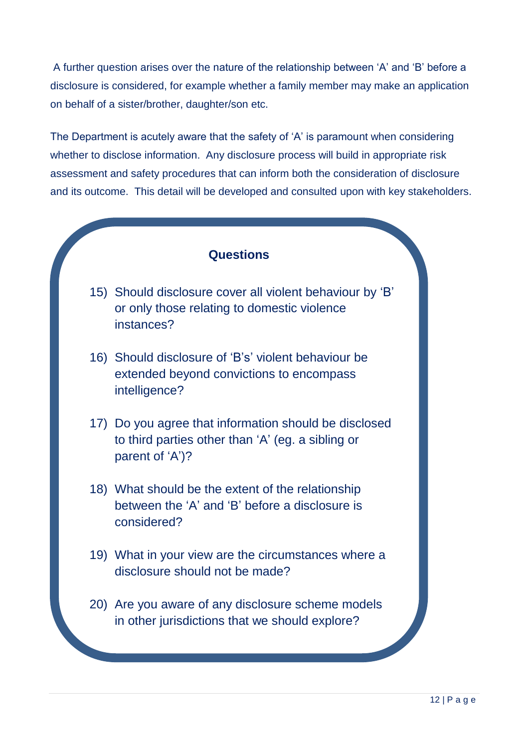A further question arises over the nature of the relationship between ‘A’ and ‘B’ before a disclosure is considered, for example whether a family member may make an application on behalf of a sister/brother, daughter/son etc.

The Department is acutely aware that the safety of ‘A’ is paramount when considering whether to disclose information. Any disclosure process will build in appropriate risk assessment and safety procedures that can inform both the consideration of disclosure and its outcome. This detail will be developed and consulted upon with key stakeholders.

### Questions

15) Should disclosure cover all violent behaviour by ‘B’ or only those relating to domestic violence instances?

16) Should disclosure of ‘B’s’ violent behaviour be extended beyond convictions to encompass intelligence?

17) Do you agree that information should be disclosed to third parties other than ‘A’ (eg. a sibling or parent of ‘A’)?

18) What should be the extent of the relationship between the ‘A’ and ‘B’ before a disclosure is considered?

19) What in your view are the circumstances where a disclosure should not be made?

20) Are you aware of any disclosure scheme models in other jurisdictions that we should explore?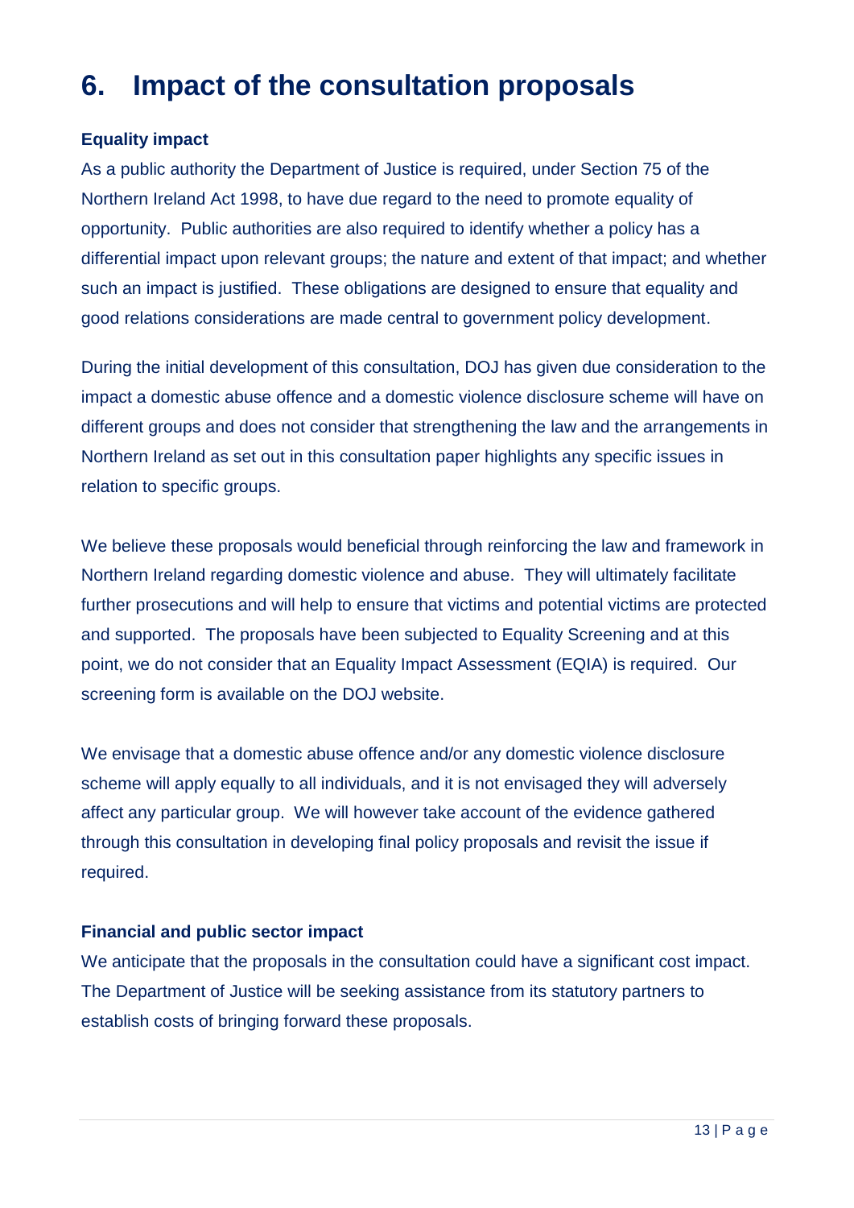# 6. Impact of the consultation proposals

**Equality impact**

As a public authority the Department of Justice is required, under Section 75 of the Northern Ireland Act 1998, to have due regard to the need to promote equality of opportunity. Public authorities are also required to identify whether a policy has a differential impact upon relevant groups; the nature and extent of that impact; and whether such an impact is justified. These obligations are designed to ensure that equality and good relations considerations are made central to government policy development.

During the initial development of this consultation, DOJ has given due consideration to the impact a domestic abuse offence and a domestic violence disclosure scheme will have on different groups and does not consider that strengthening the law and the arrangements in Northern Ireland as set out in this consultation paper highlights any specific issues in relation to specific groups.

We believe these proposals would beneficial through reinforcing the law and framework in Northern Ireland regarding domestic violence and abuse. They will ultimately facilitate further prosecutions and will help to ensure that victims and potential victims are protected and supported. The proposals have been subjected to Equality Screening and at this point, we do not consider that an Equality Impact Assessment (EQIA) is required. Our screening form is available on the DOJ website.

We envisage that a domestic abuse offence and/or any domestic violence disclosure scheme will apply equally to all individuals, and it is not envisaged they will adversely affect any particular group. We will however take account of the evidence gathered through this consultation in developing final policy proposals and revisit the issue if required.

**Financial and public sector impact**

We anticipate that the proposals in the consultation could have a significant cost impact. The Department of Justice will be seeking assistance from its statutory partners to establish costs of bringing forward these proposals.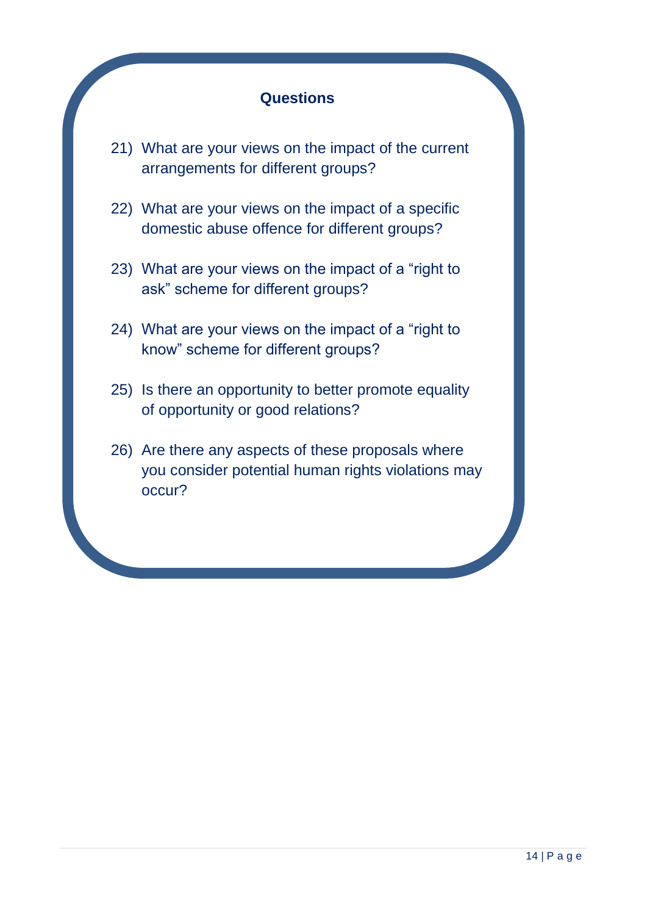### Questions

21) What are your views on the impact of the current arrangements for different groups?

22) What are your views on the impact of a specific domestic abuse offence for different groups?

23) What are your views on the impact of a “right to ask” scheme for different groups?

24) What are your views on the impact of a “right to know” scheme for different groups?

25) Is there an opportunity to better promote equality of opportunity or good relations?

26) Are there any aspects of these proposals where you consider potential human rights violations may occur?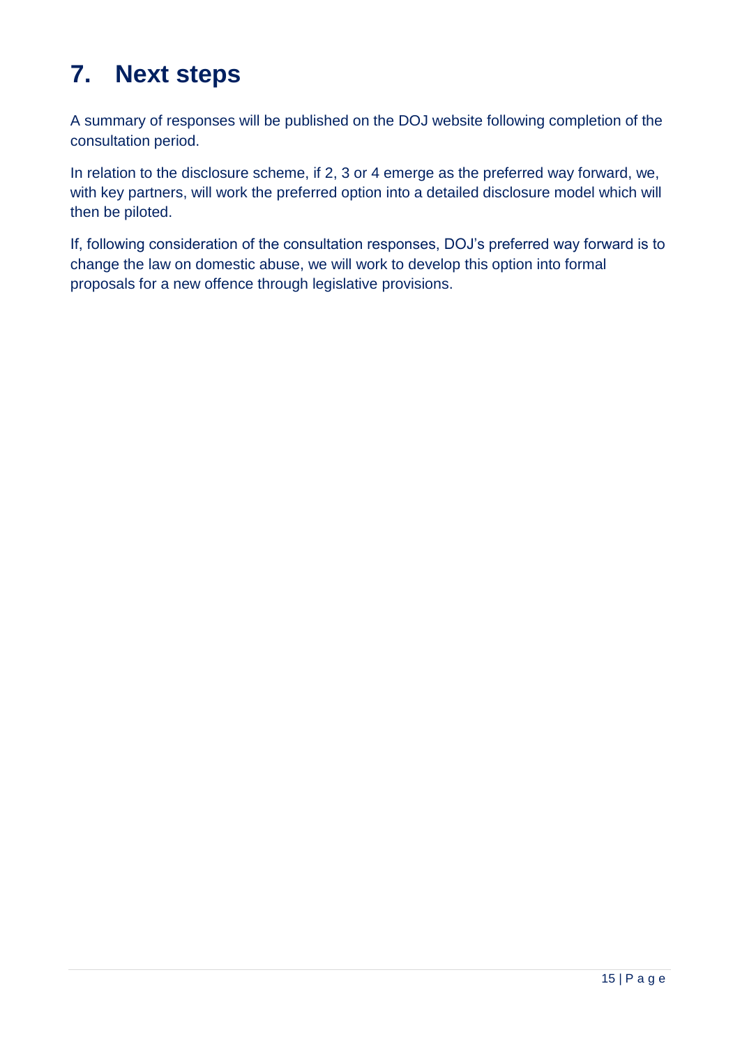# 7. Next steps

A summary of responses will be published on the DOJ website following completion of the consultation period.

In relation to the disclosure scheme, if 2, 3 or 4 emerge as the preferred way forward, we, with key partners, will work the preferred option into a detailed disclosure model which will then be piloted.

If, following consideration of the consultation responses, DOJ's preferred way forward is to change the law on domestic abuse, we will work to develop this option into formal proposals for a new offence through legislative provisions.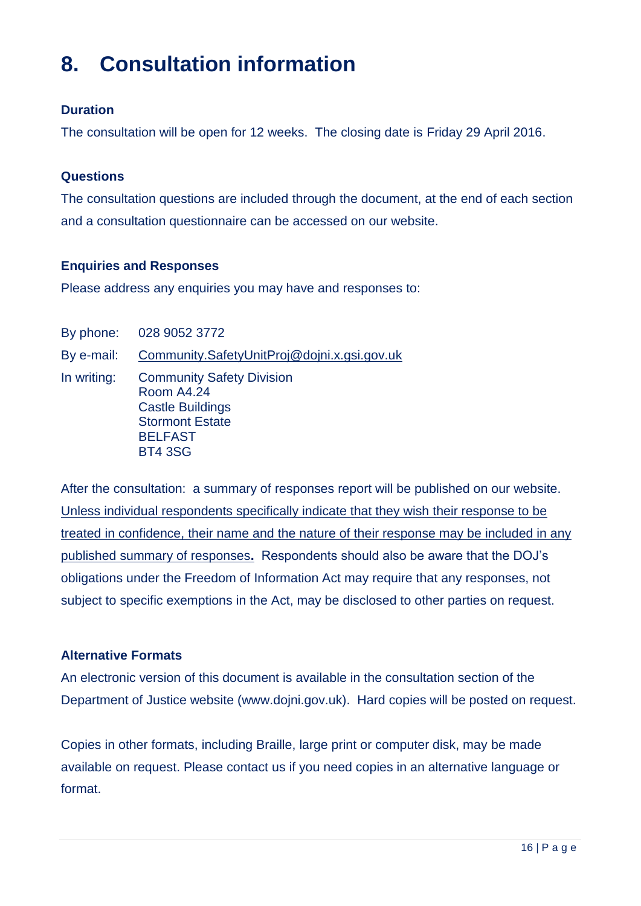# 8. Consultation information

### Duration

The consultation will be open for 12 weeks. The closing date is Friday 29 April 2016.

### Questions

The consultation questions are included through the document, at the end of each section and a consultation questionnaire can be accessed on our website.

### Enquiries and Responses

Please address any enquiries you may have and responses to:

By phone: 028 9052 3772

By e-mail: Community.SafetyUnitProj@dojni.x.gsi.gov.uk

In writing: Community Safety Division
Room A4.24
Castle Buildings
Stormont Estate
BELFAST
BT4 3SG

After the consultation: a summary of responses report will be published on our website. Unless individual respondents specifically indicate that they wish their response to be treated in confidence, their name and the nature of their response may be included in any published summary of responses**.** Respondents should also be aware that the DOJ's obligations under the Freedom of Information Act may require that any responses, not subject to specific exemptions in the Act, may be disclosed to other parties on request.

### Alternative Formats

An electronic version of this document is available in the consultation section of the Department of Justice website (www.dojni.gov.uk). Hard copies will be posted on request.

Copies in other formats, including Braille, large print or computer disk, may be made available on request. Please contact us if you need copies in an alternative language or format.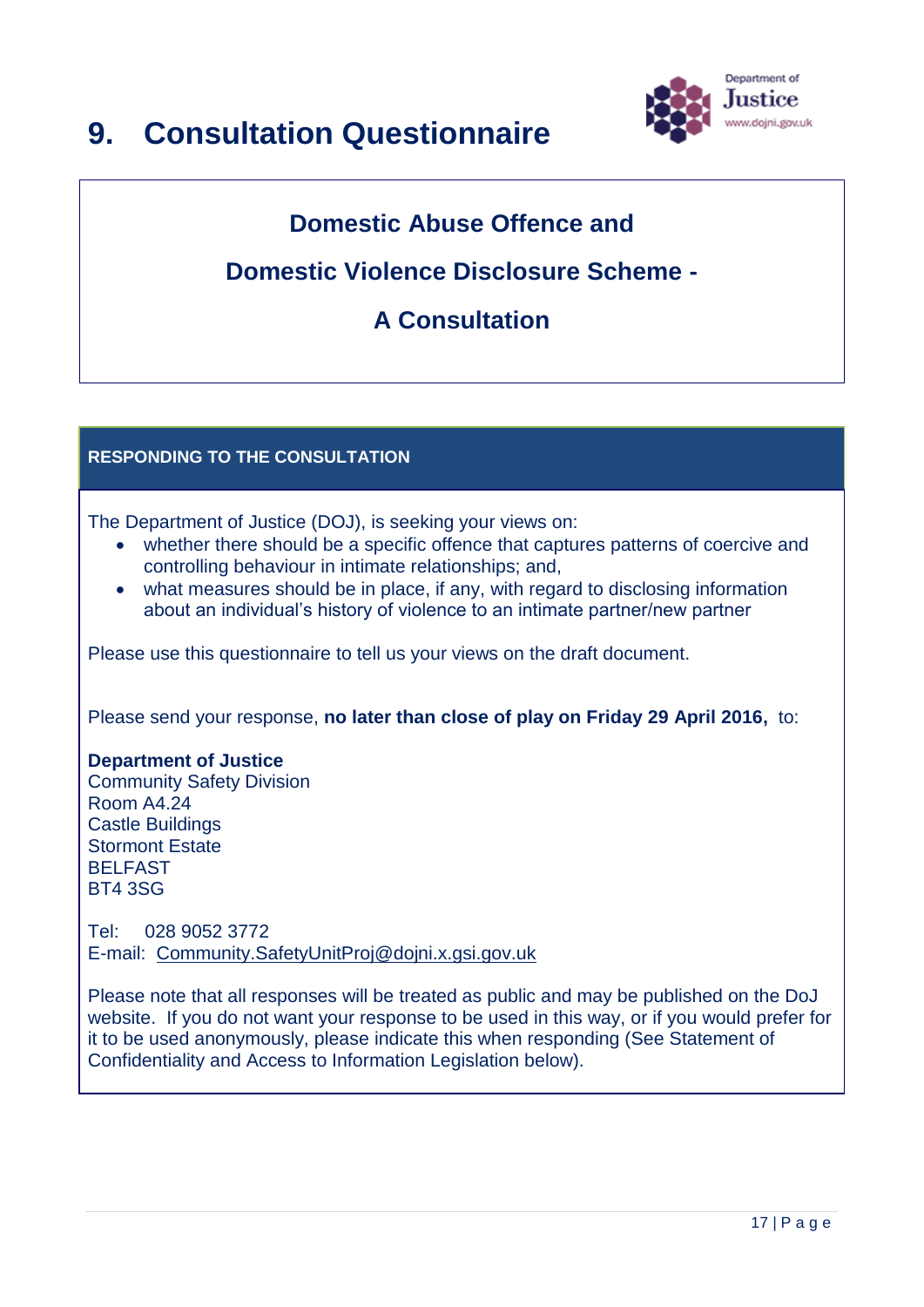# 9. Consultation Questionnaire

**Domestic Abuse Offence and**

**Domestic Violence Disclosure Scheme -**

**A Consultation**

## RESPONDING TO THE CONSULTATION

The Department of Justice (DOJ), is seeking your views on:

- whether there should be a specific offence that captures patterns of coercive and controlling behaviour in intimate relationships; and,
- what measures should be in place, if any, with regard to disclosing information about an individual's history of violence to an intimate partner/new partner

Please use this questionnaire to tell us your views on the draft document.

Please send your response, **no later than close of play on Friday 29 April 2016,** to:

**Department of Justice**
Community Safety Division
Room A4.24
Castle Buildings
Stormont Estate
BELFAST
BT4 3SG

Tel: 028 9052 3772
E-mail: Community.SafetyUnitProj@dojni.x.gsi.gov.uk

Please note that all responses will be treated as public and may be published on the DoJ website. If you do not want your response to be used in this way, or if you would prefer for it to be used anonymously, please indicate this when responding (See Statement of Confidentiality and Access to Information Legislation below).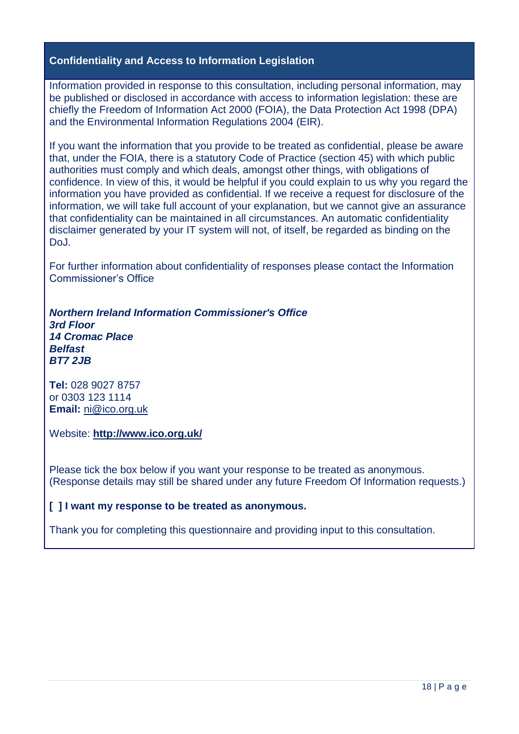## Confidentiality and Access to Information Legislation

Information provided in response to this consultation, including personal information, may be published or disclosed in accordance with access to information legislation: these are chiefly the Freedom of Information Act 2000 (FOIA), the Data Protection Act 1998 (DPA) and the Environmental Information Regulations 2004 (EIR).

If you want the information that you provide to be treated as confidential, please be aware that, under the FOIA, there is a statutory Code of Practice (section 45) with which public authorities must comply and which deals, amongst other things, with obligations of confidence. In view of this, it would be helpful if you could explain to us why you regard the information you have provided as confidential. If we receive a request for disclosure of the information, we will take full account of your explanation, but we cannot give an assurance that confidentiality can be maintained in all circumstances. An automatic confidentiality disclaimer generated by your IT system will not, of itself, be regarded as binding on the DoJ.

For further information about confidentiality of responses please contact the Information Commissioner's Office

***Northern Ireland Information Commissioner's Office***
***3rd Floor***
***14 Cromac Place***
***Belfast***
***BT7 2JB***

**Tel:** 028 9027 8757
or 0303 123 1114
**Email:** ni@ico.org.uk

Website: **http://www.ico.org.uk/**

Please tick the box below if you want your response to be treated as anonymous. (Response details may still be shared under any future Freedom Of Information requests.)

**[ ] I want my response to be treated as anonymous.**

Thank you for completing this questionnaire and providing input to this consultation.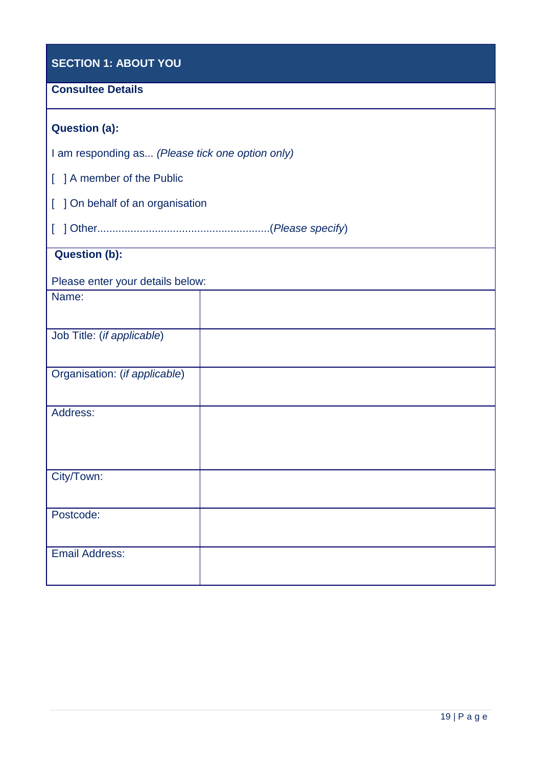## SECTION 1: ABOUT YOU

**Consultee Details**

**Question (a):**

I am responding as... *(Please tick one option only)*

[ ] A member of the Public

[ ] On behalf of an organisation

[ ] Other........................................................(*Please specify*)

**Question (b):**

Please enter your details below:

| | |
|---|---|
| Name: | |
| Job Title: (*if applicable*) | |
| Organisation: (*if applicable*) | |
| Address: | |
| City/Town: | |
| Postcode: | |
| Email Address: | |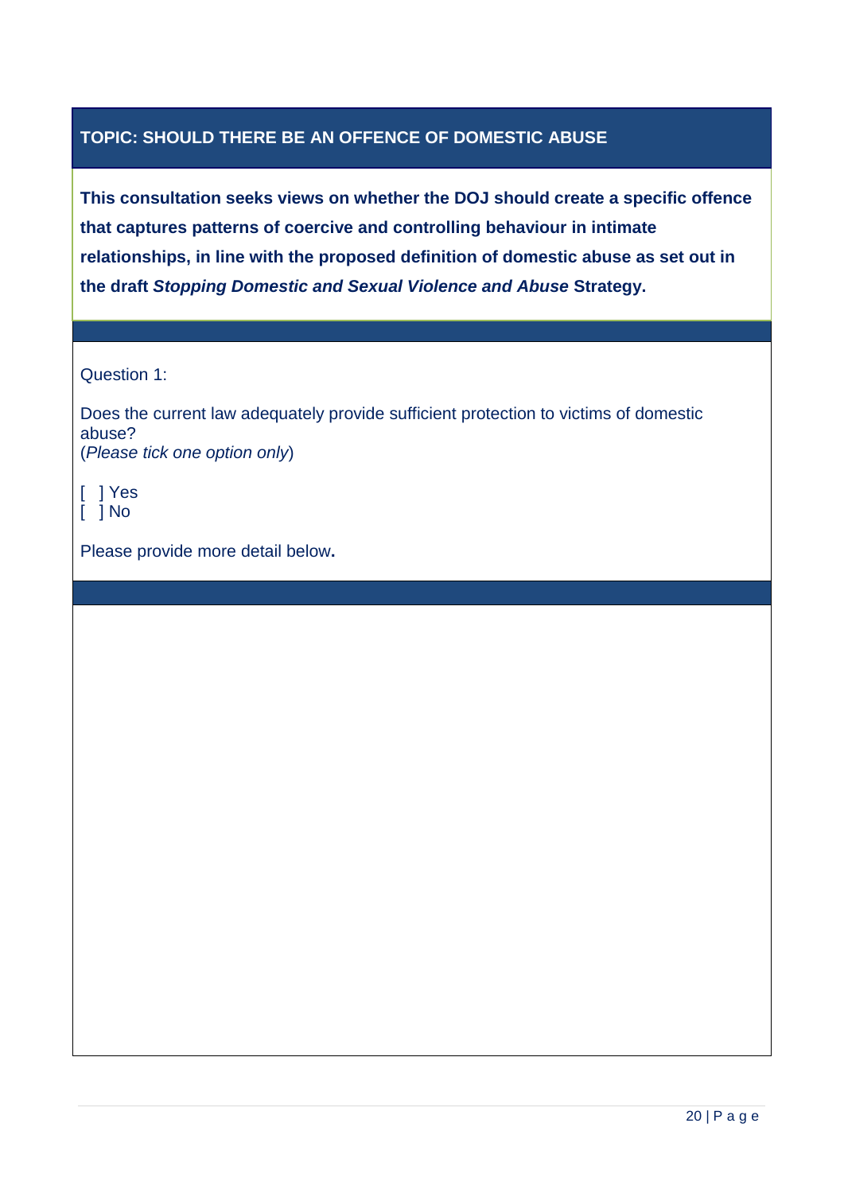## TOPIC: SHOULD THERE BE AN OFFENCE OF DOMESTIC ABUSE

**This consultation seeks views on whether the DOJ should create a specific offence that captures patterns of coercive and controlling behaviour in intimate relationships, in line with the proposed definition of domestic abuse as set out in the draft *Stopping Domestic and Sexual Violence and Abuse* Strategy.**

Question 1:

Does the current law adequately provide sufficient protection to victims of domestic abuse?
(*Please tick one option only*)

[ ] Yes
[ ] No

Please provide more detail below**.**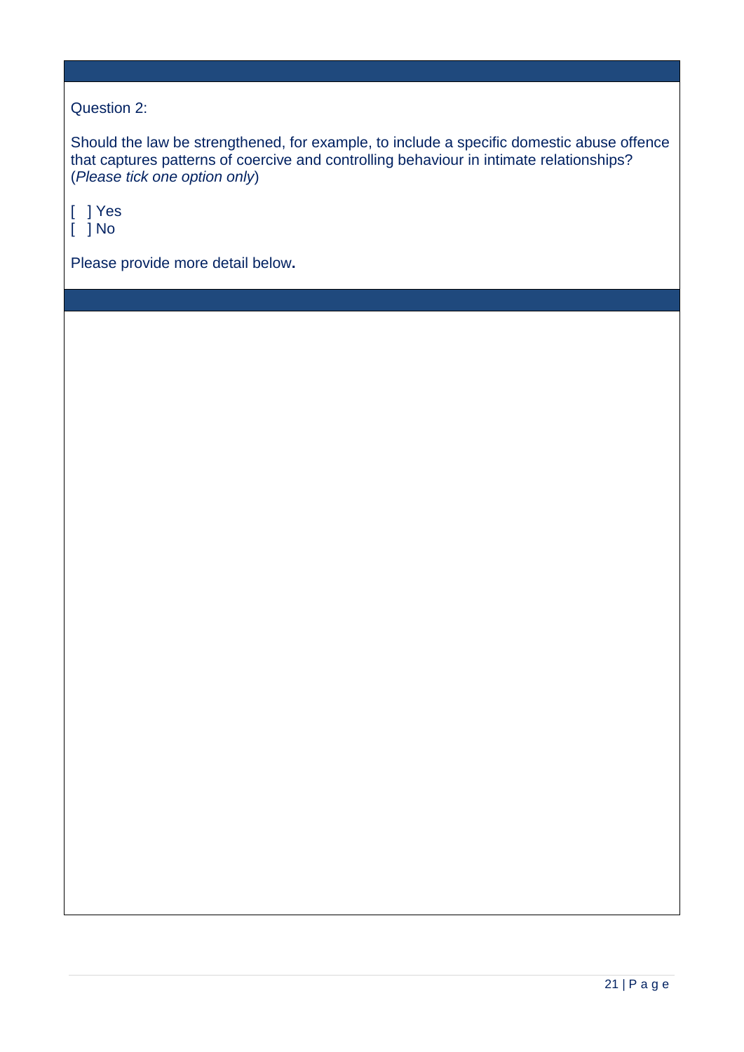Question 2:

Should the law be strengthened, for example, to include a specific domestic abuse offence that captures patterns of coercive and controlling behaviour in intimate relationships? (*Please tick one option only*)

[ ] Yes
[ ] No

Please provide more detail below**.**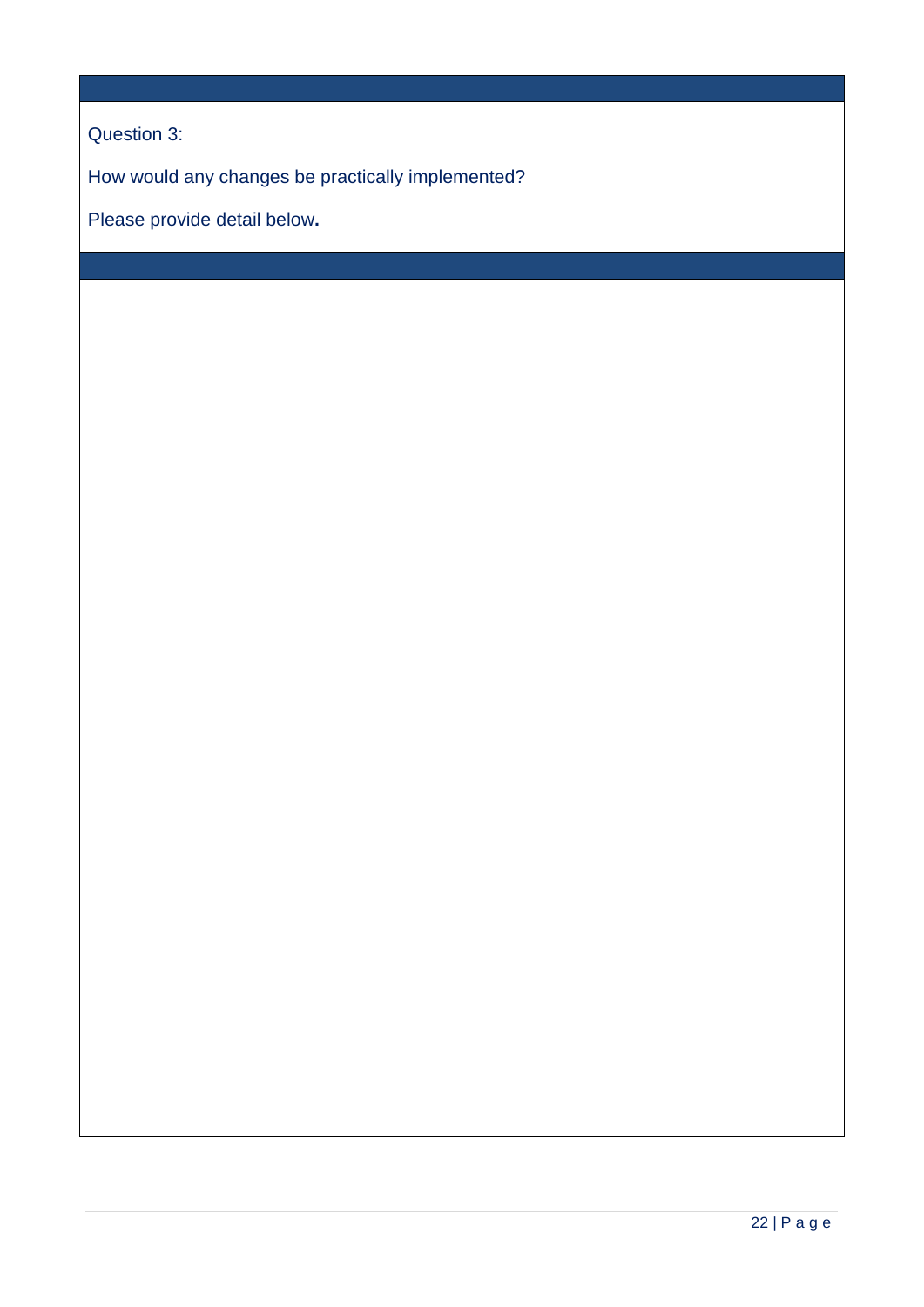Question 3:

How would any changes be practically implemented?

Please provide detail below**.**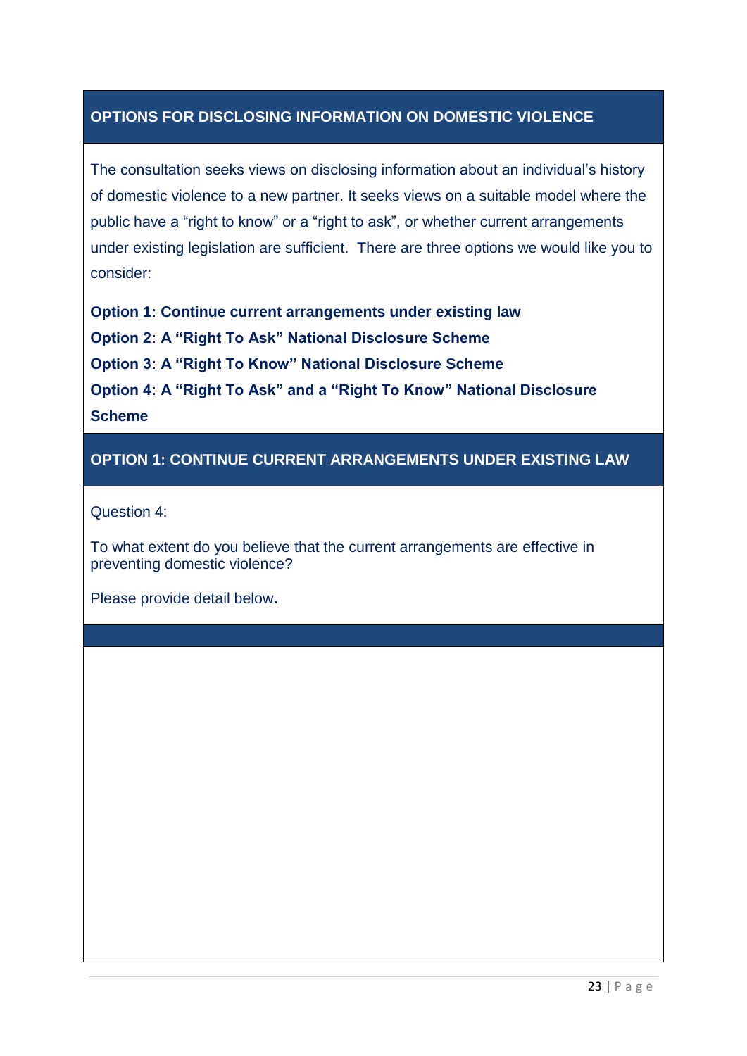## OPTIONS FOR DISCLOSING INFORMATION ON DOMESTIC VIOLENCE

The consultation seeks views on disclosing information about an individual's history of domestic violence to a new partner. It seeks views on a suitable model where the public have a "right to know" or a "right to ask", or whether current arrangements under existing legislation are sufficient. There are three options we would like you to consider:

**Option 1: Continue current arrangements under existing law**

**Option 2: A "Right To Ask" National Disclosure Scheme**

**Option 3: A "Right To Know" National Disclosure Scheme**

**Option 4: A "Right To Ask" and a "Right To Know" National Disclosure Scheme**

## OPTION 1: CONTINUE CURRENT ARRANGEMENTS UNDER EXISTING LAW

Question 4:

To what extent do you believe that the current arrangements are effective in preventing domestic violence?

Please provide detail below**.**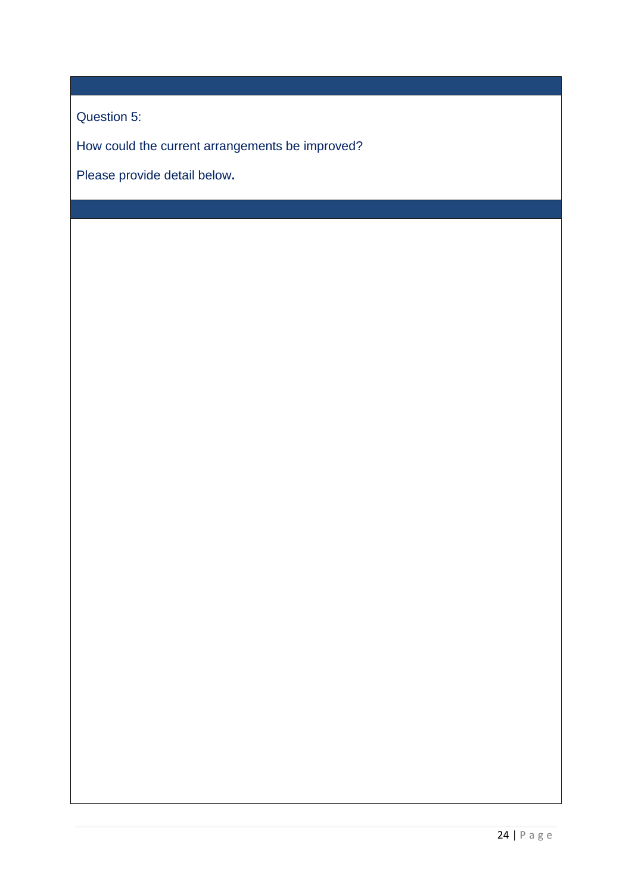Question 5:

How could the current arrangements be improved?

Please provide detail below.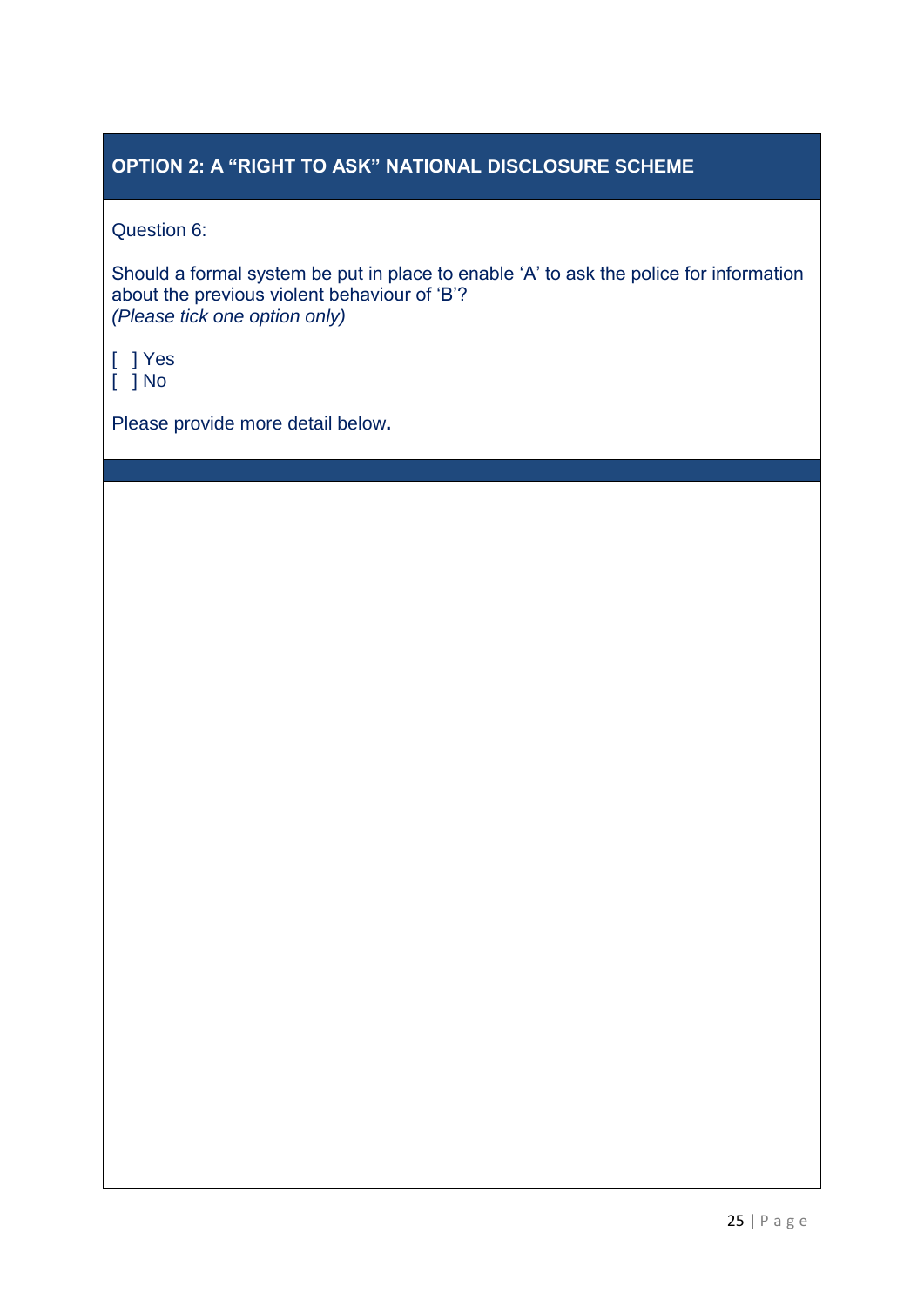## OPTION 2: A "RIGHT TO ASK" NATIONAL DISCLOSURE SCHEME

Question 6:

Should a formal system be put in place to enable 'A' to ask the police for information about the previous violent behaviour of 'B'?
*(Please tick one option only)*

[ ] Yes
[ ] No

Please provide more detail below.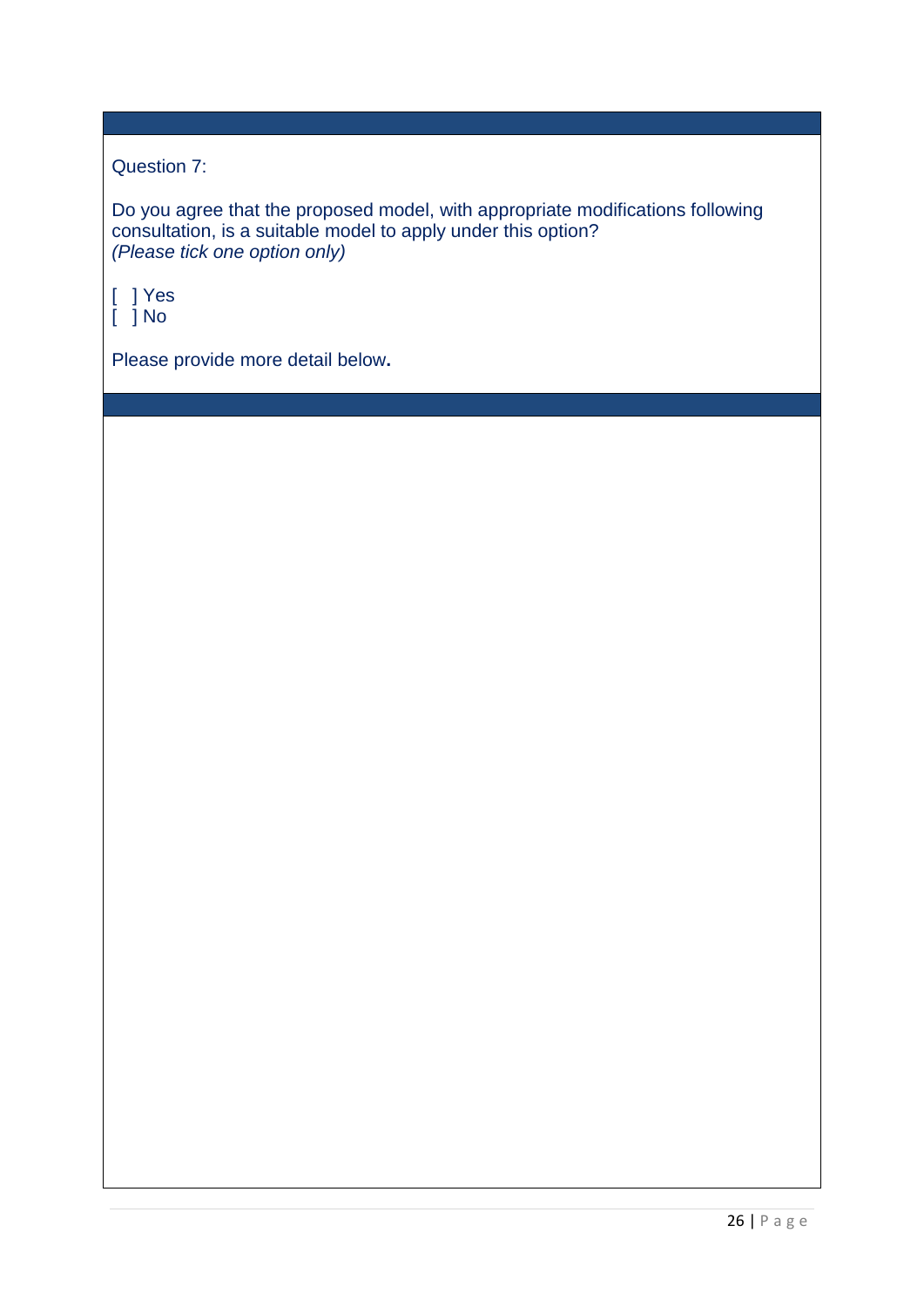Question 7:

Do you agree that the proposed model, with appropriate modifications following consultation, is a suitable model to apply under this option?
*(Please tick one option only)*

[ ] Yes
[ ] No

Please provide more detail below.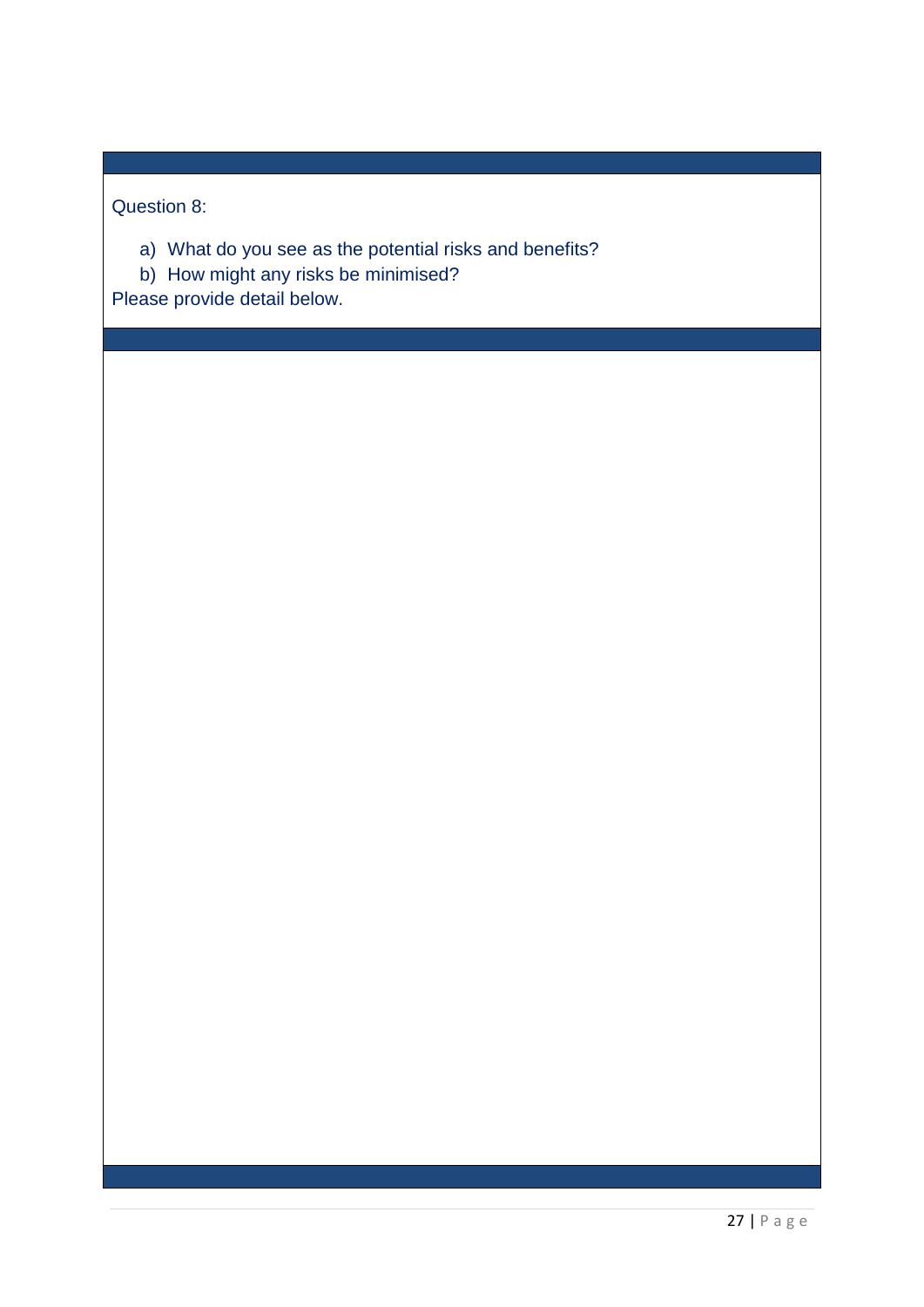Question 8:

a) What do you see as the potential risks and benefits?
b) How might any risks be minimised?

Please provide detail below.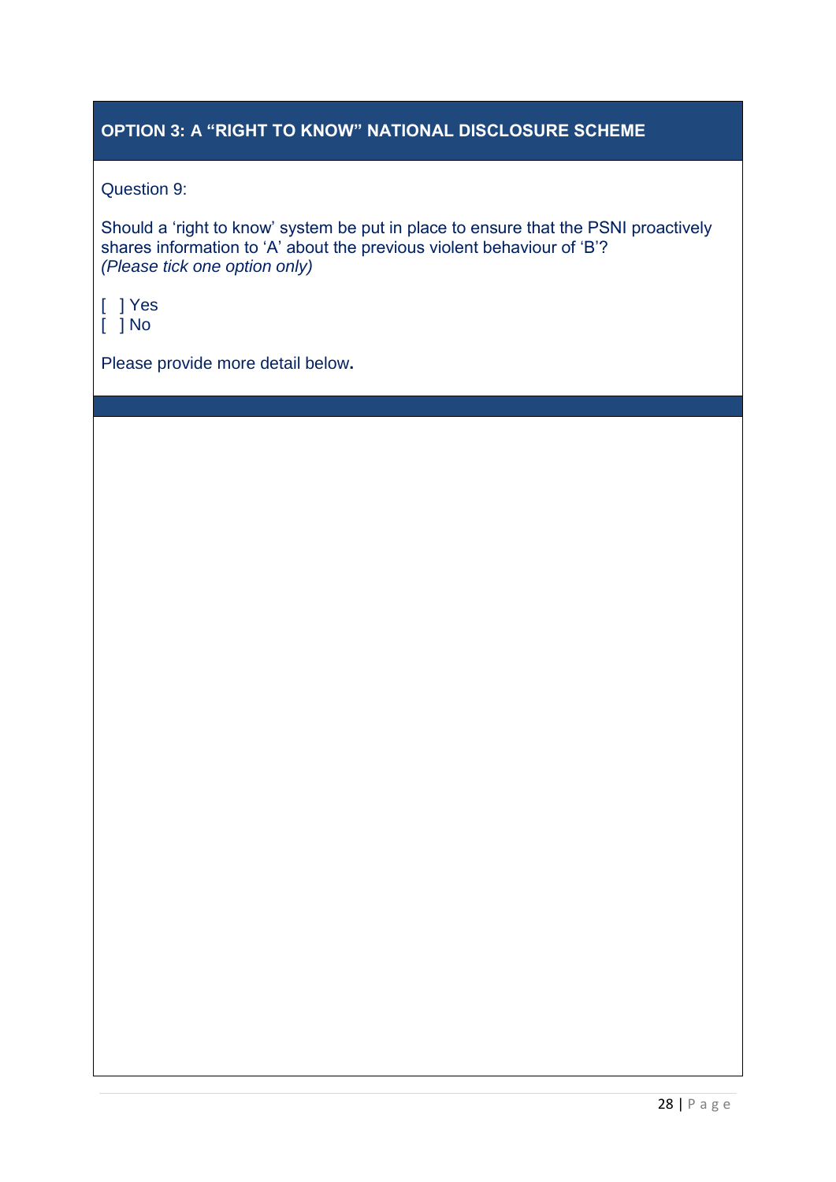## OPTION 3: A "RIGHT TO KNOW" NATIONAL DISCLOSURE SCHEME

Question 9:

Should a 'right to know' system be put in place to ensure that the PSNI proactively shares information to 'A' about the previous violent behaviour of 'B'?
*(Please tick one option only)*

[ ] Yes
[ ] No

Please provide more detail below**.**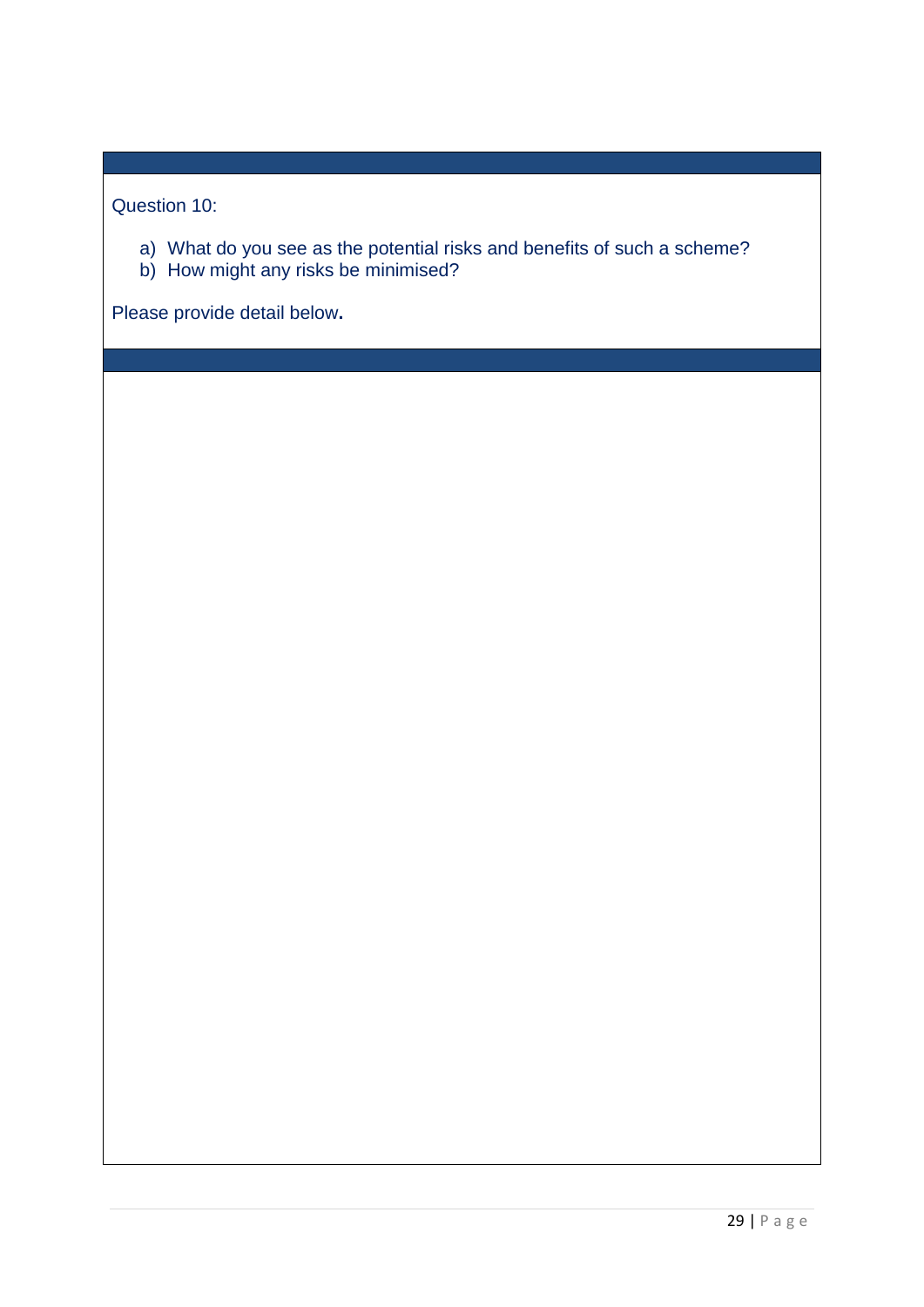Question 10:

a) What do you see as the potential risks and benefits of such a scheme?
b) How might any risks be minimised?

Please provide detail below**.**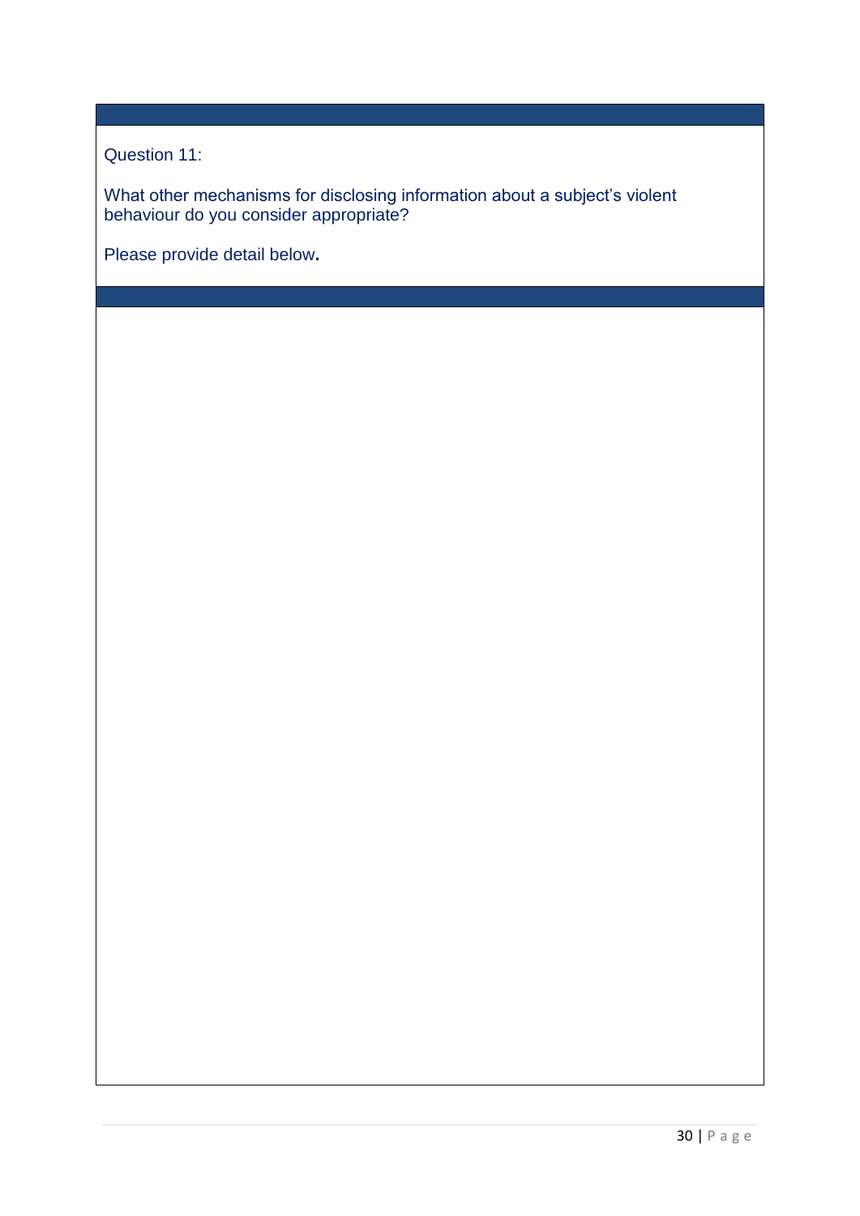Question 11:

What other mechanisms for disclosing information about a subject's violent behaviour do you consider appropriate?

Please provide detail below**.**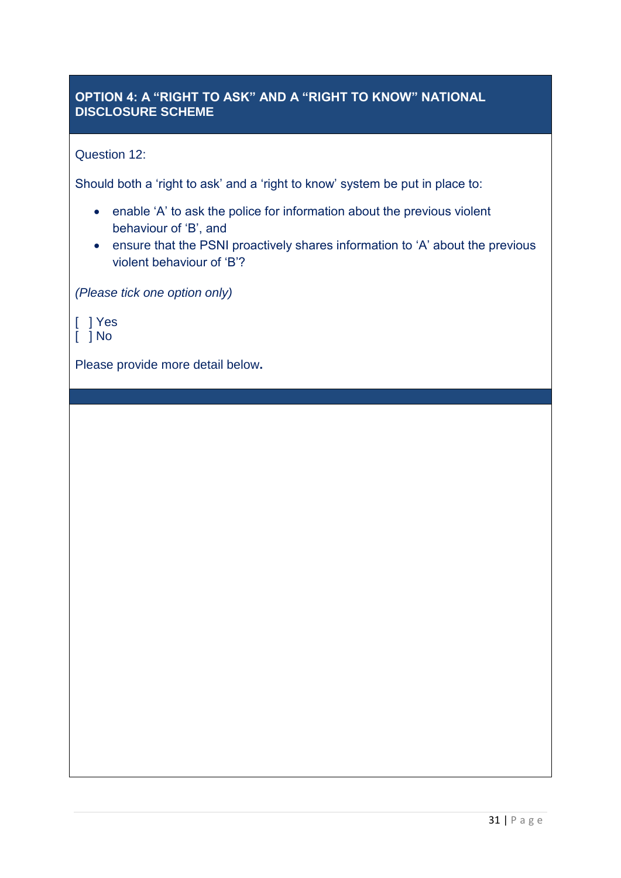## OPTION 4: A "RIGHT TO ASK" AND A "RIGHT TO KNOW" NATIONAL DISCLOSURE SCHEME

Question 12:

Should both a 'right to ask' and a 'right to know' system be put in place to:

- enable 'A' to ask the police for information about the previous violent behaviour of 'B', and
- ensure that the PSNI proactively shares information to 'A' about the previous violent behaviour of 'B'?

*(Please tick one option only)*

[ ] Yes
[ ] No

Please provide more detail below.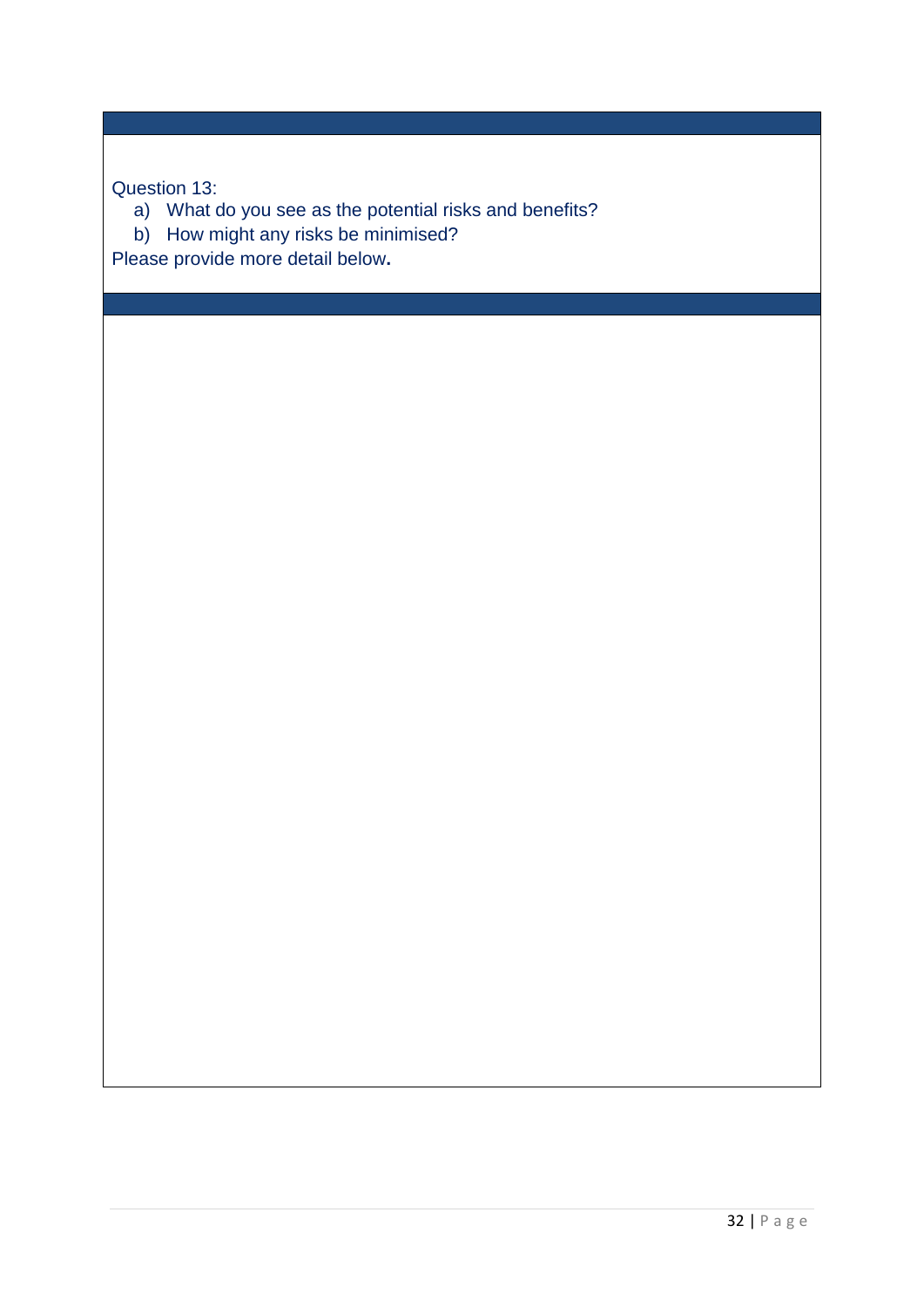Question 13:

a) What do you see as the potential risks and benefits?
b) How might any risks be minimised?

Please provide more detail below.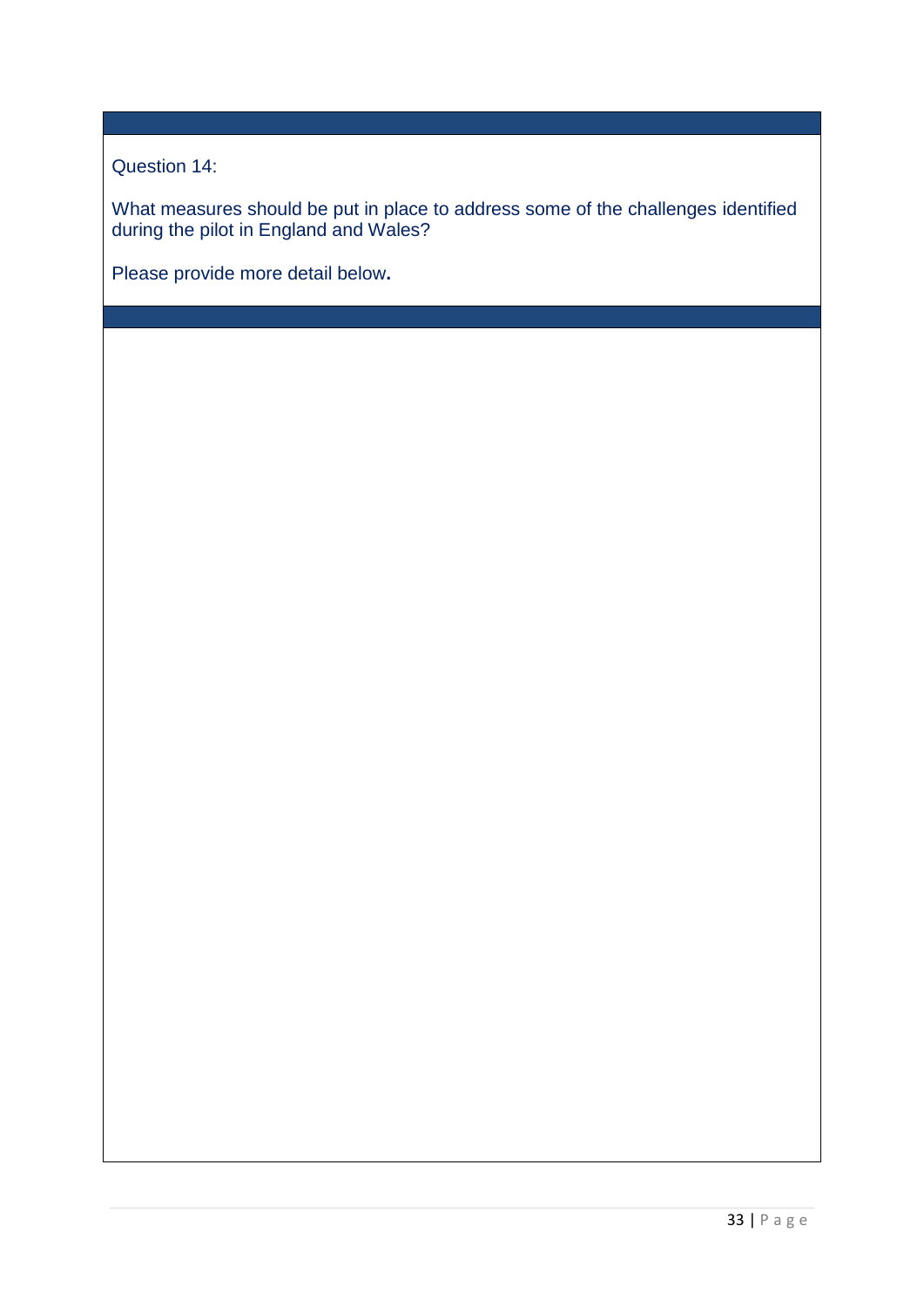Question 14:

What measures should be put in place to address some of the challenges identified during the pilot in England and Wales?

Please provide more detail below.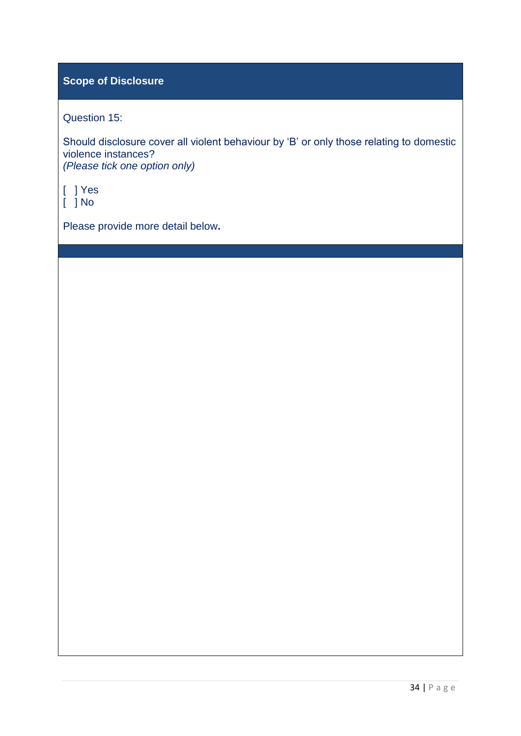## Scope of Disclosure

Question 15:

Should disclosure cover all violent behaviour by ‘B’ or only those relating to domestic violence instances?
*(Please tick one option only)*

[ ] Yes
[ ] No

Please provide more detail below.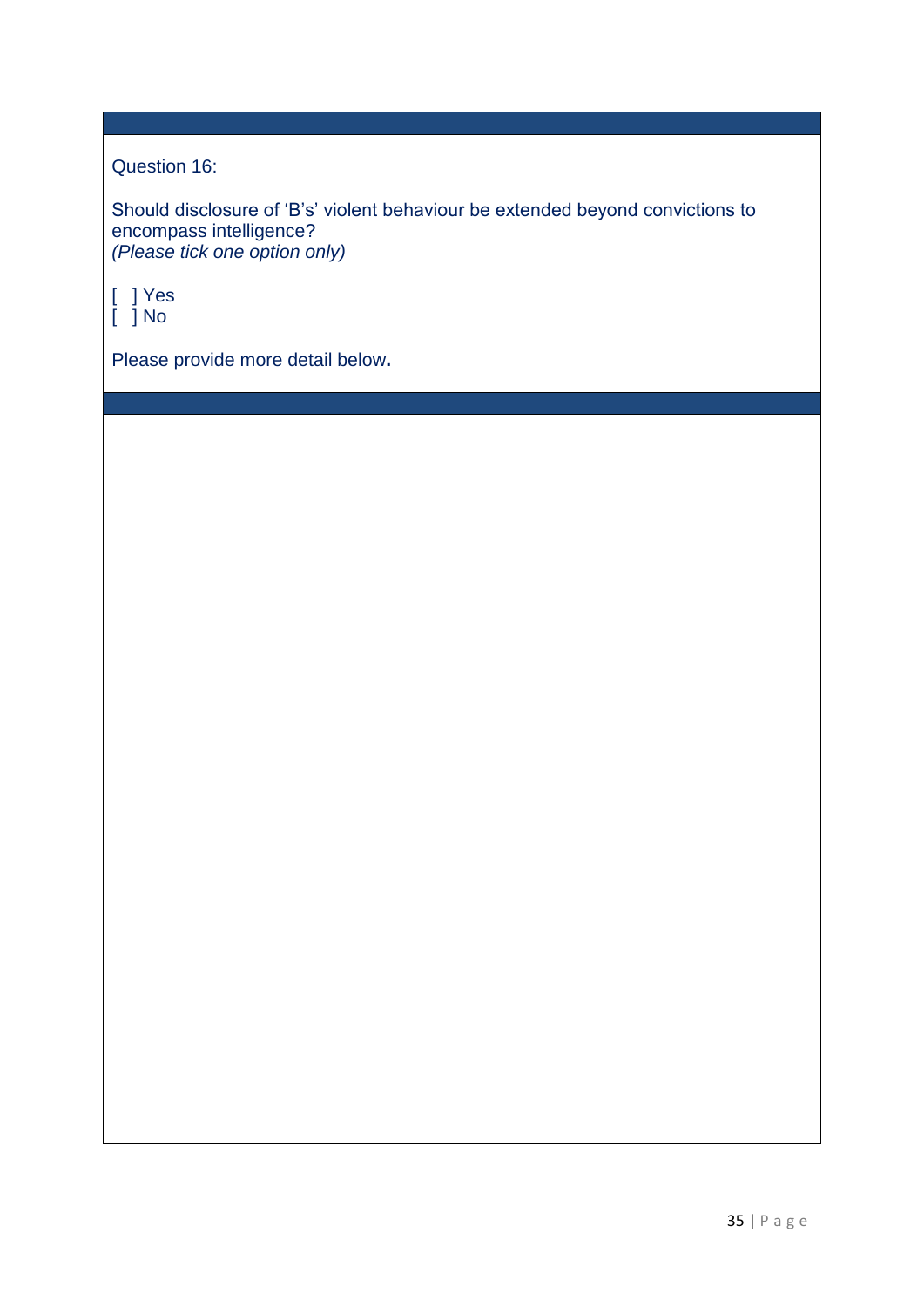Question 16:

Should disclosure of 'B's' violent behaviour be extended beyond convictions to encompass intelligence?
*(Please tick one option only)*

[ ] Yes
[ ] No

Please provide more detail below**.**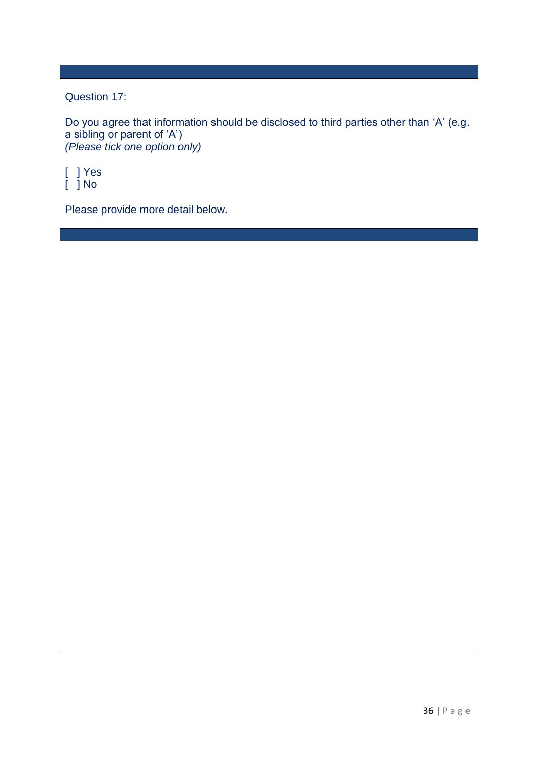Question 17:

Do you agree that information should be disclosed to third parties other than ‘A’ (e.g. a sibling or parent of ‘A’)
*(Please tick one option only)*

[ ] Yes
[ ] No

Please provide more detail below.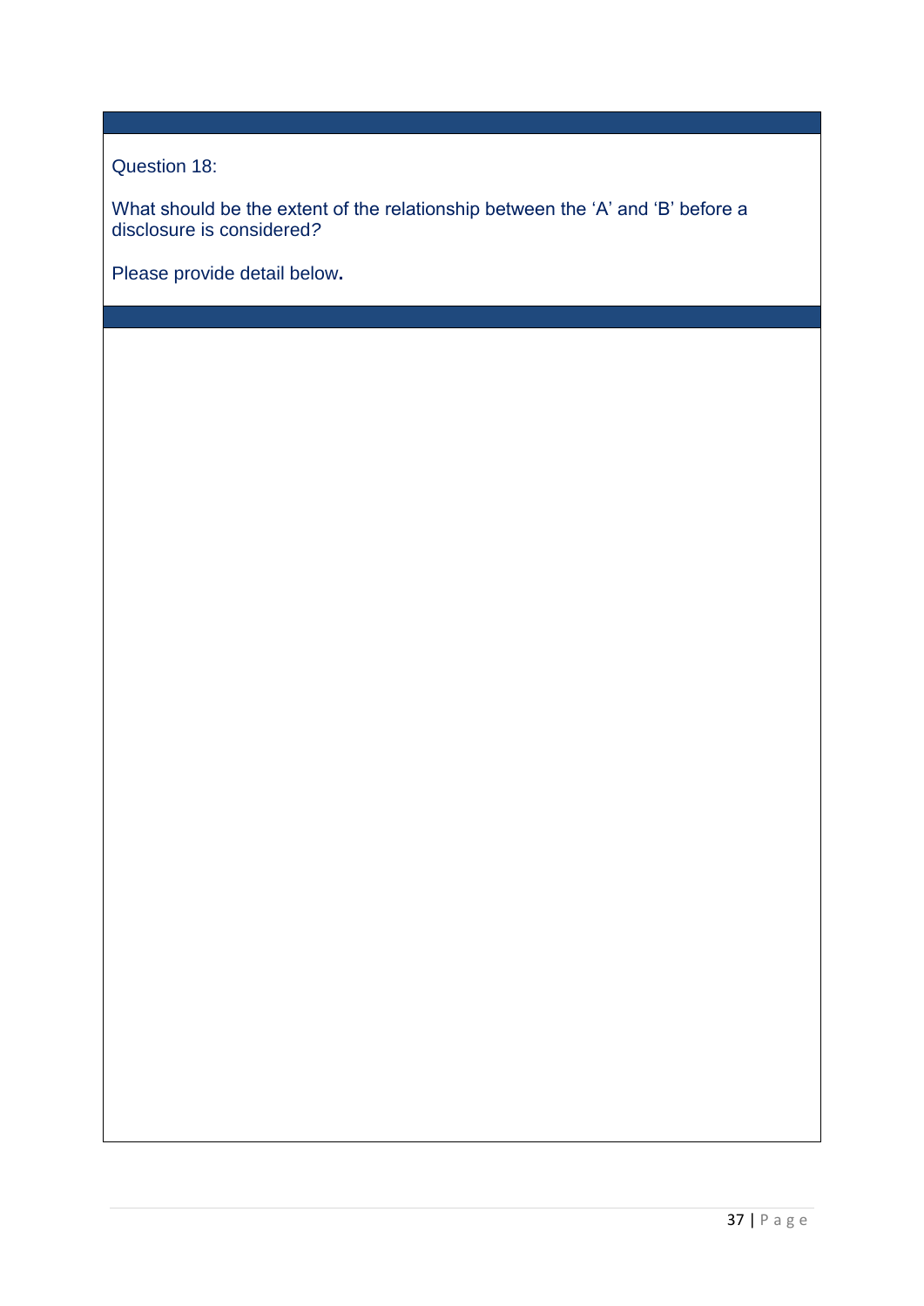Question 18:

What should be the extent of the relationship between the 'A' and 'B' before a disclosure is considered?

Please provide detail below.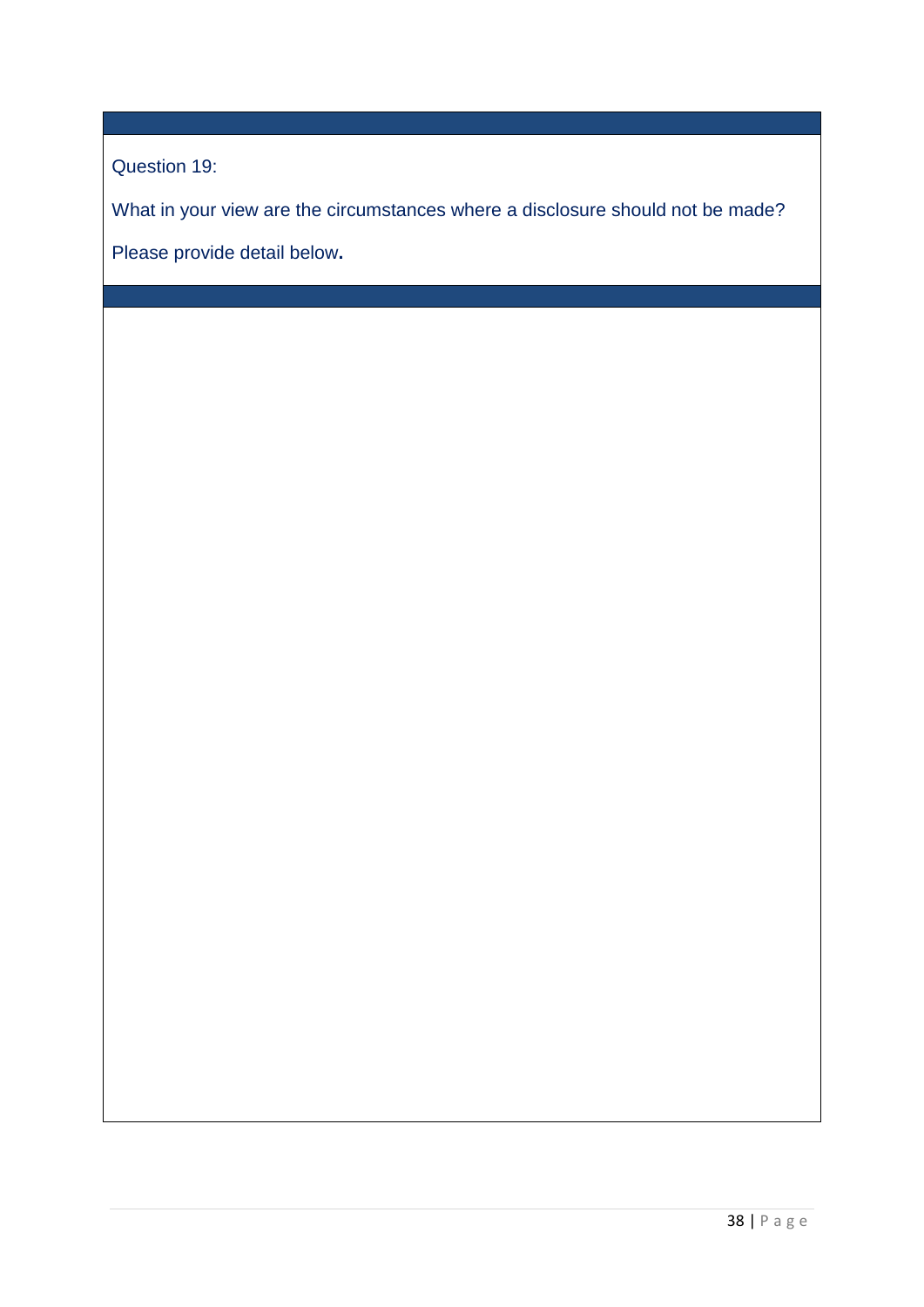Question 19:

What in your view are the circumstances where a disclosure should not be made?

Please provide detail below**.**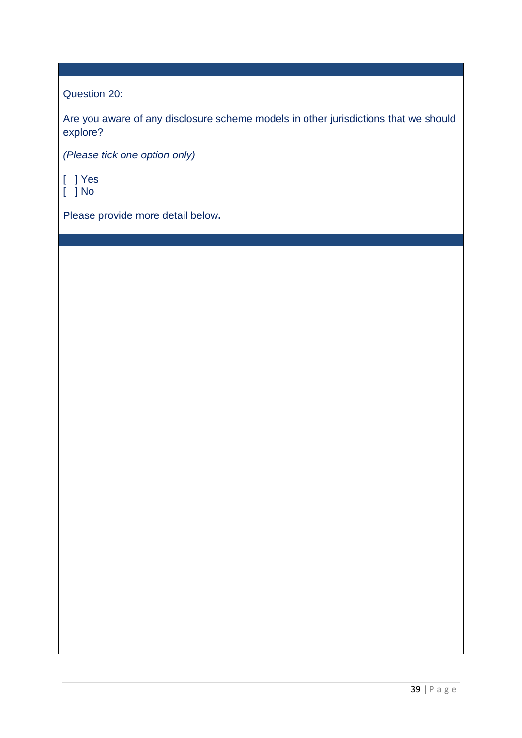Question 20:

Are you aware of any disclosure scheme models in other jurisdictions that we should explore?

*(Please tick one option only)*

[ ] Yes
[ ] No

Please provide more detail below.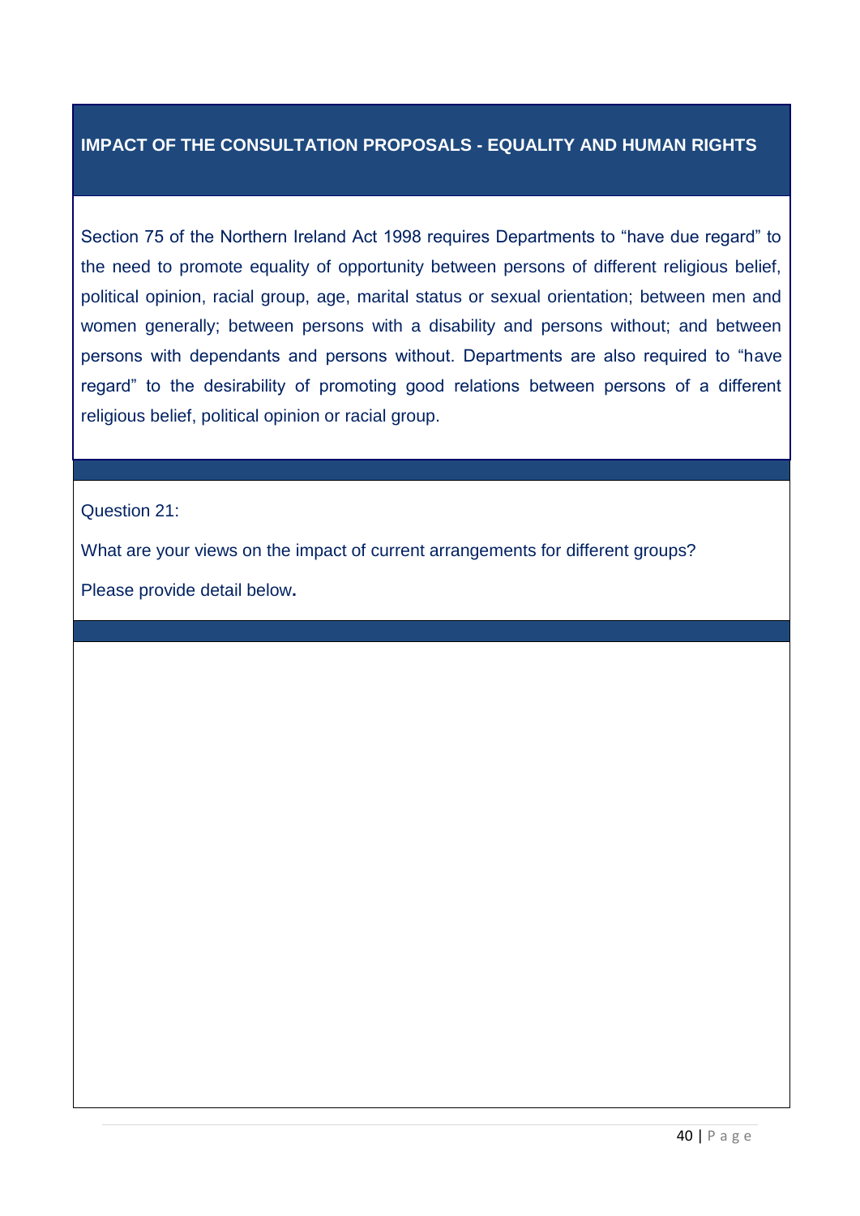## IMPACT OF THE CONSULTATION PROPOSALS - EQUALITY AND HUMAN RIGHTS

Section 75 of the Northern Ireland Act 1998 requires Departments to "have due regard" to the need to promote equality of opportunity between persons of different religious belief, political opinion, racial group, age, marital status or sexual orientation; between men and women generally; between persons with a disability and persons without; and between persons with dependants and persons without. Departments are also required to "have regard" to the desirability of promoting good relations between persons of a different religious belief, political opinion or racial group.

Question 21:

What are your views on the impact of current arrangements for different groups?

Please provide detail below**.**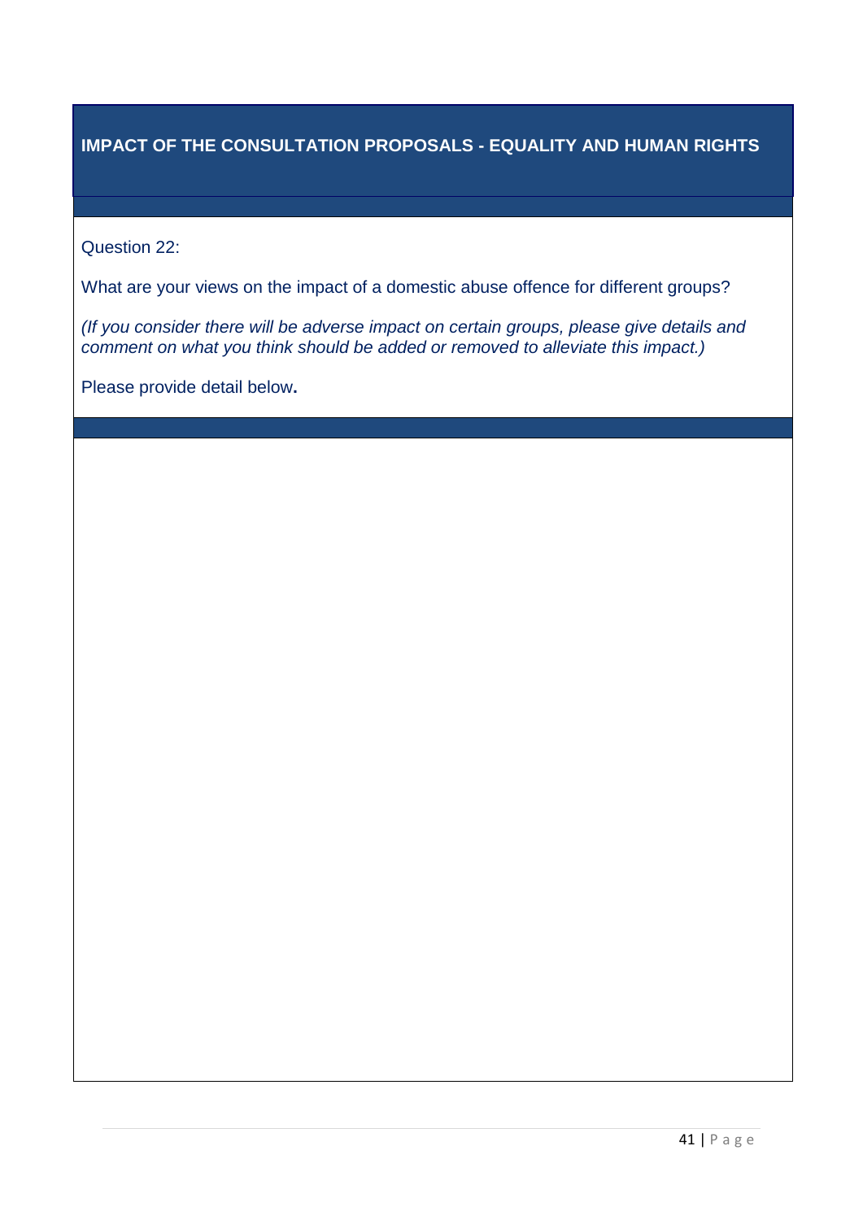## IMPACT OF THE CONSULTATION PROPOSALS - EQUALITY AND HUMAN RIGHTS

Question 22:

What are your views on the impact of a domestic abuse offence for different groups?

*(If you consider there will be adverse impact on certain groups, please give details and comment on what you think should be added or removed to alleviate this impact.)*

Please provide detail below.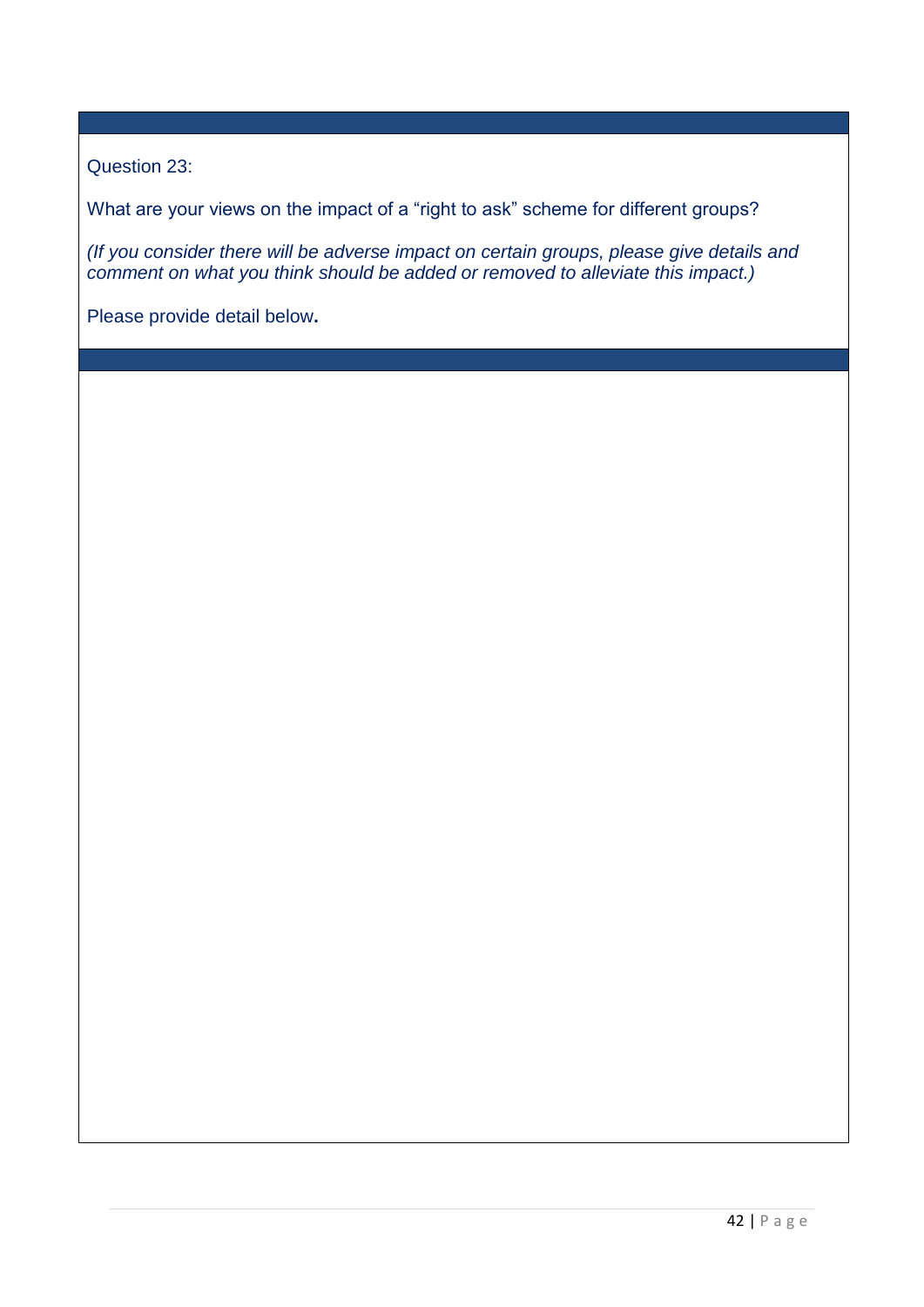Question 23:

What are your views on the impact of a “right to ask” scheme for different groups?

*(If you consider there will be adverse impact on certain groups, please give details and comment on what you think should be added or removed to alleviate this impact.)*

Please provide detail below**.**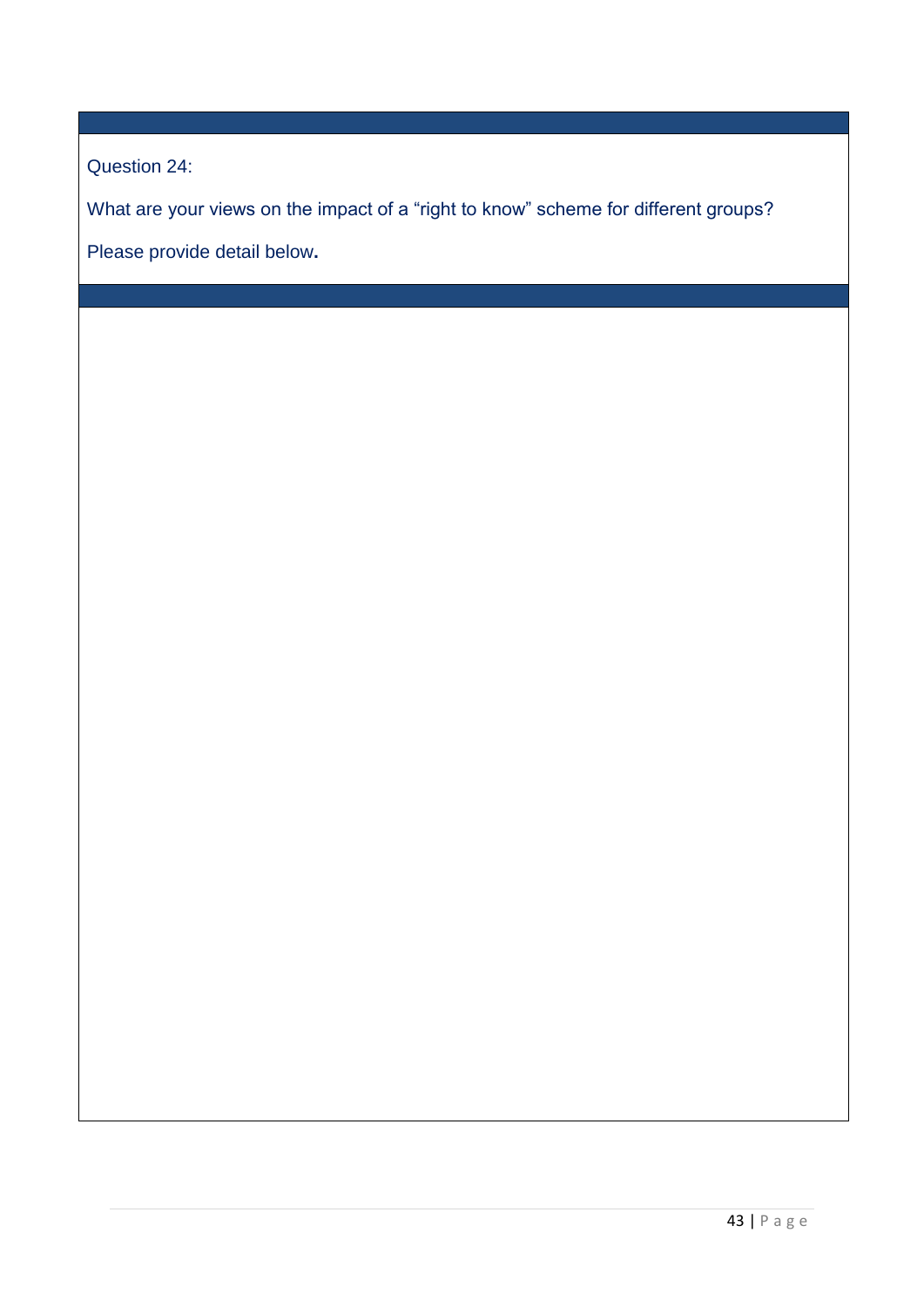Question 24:

What are your views on the impact of a “right to know” scheme for different groups?

Please provide detail below.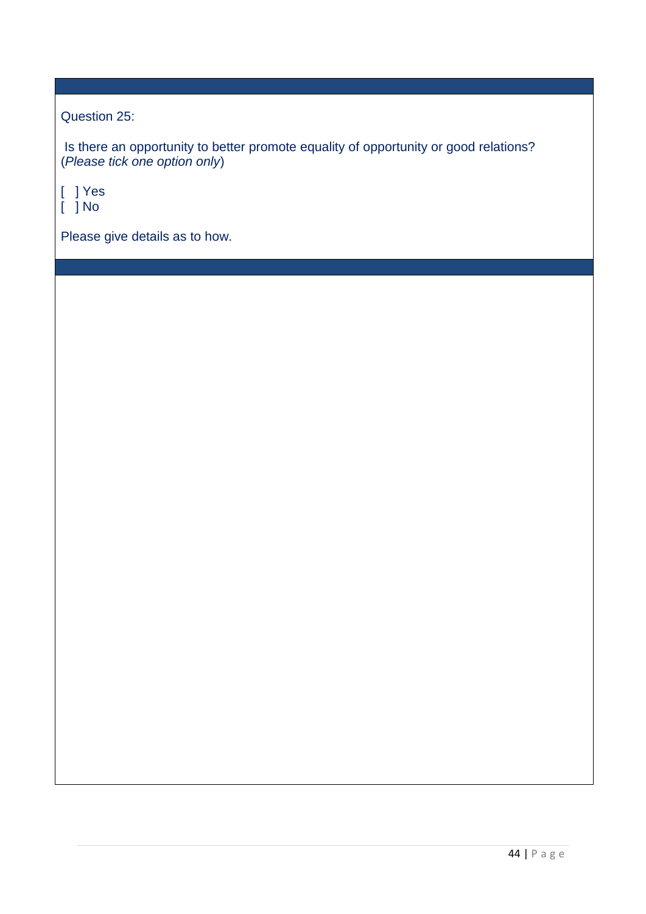Question 25:

Is there an opportunity to better promote equality of opportunity or good relations? (*Please tick one option only*)

[ ] Yes
[ ] No

Please give details as to how.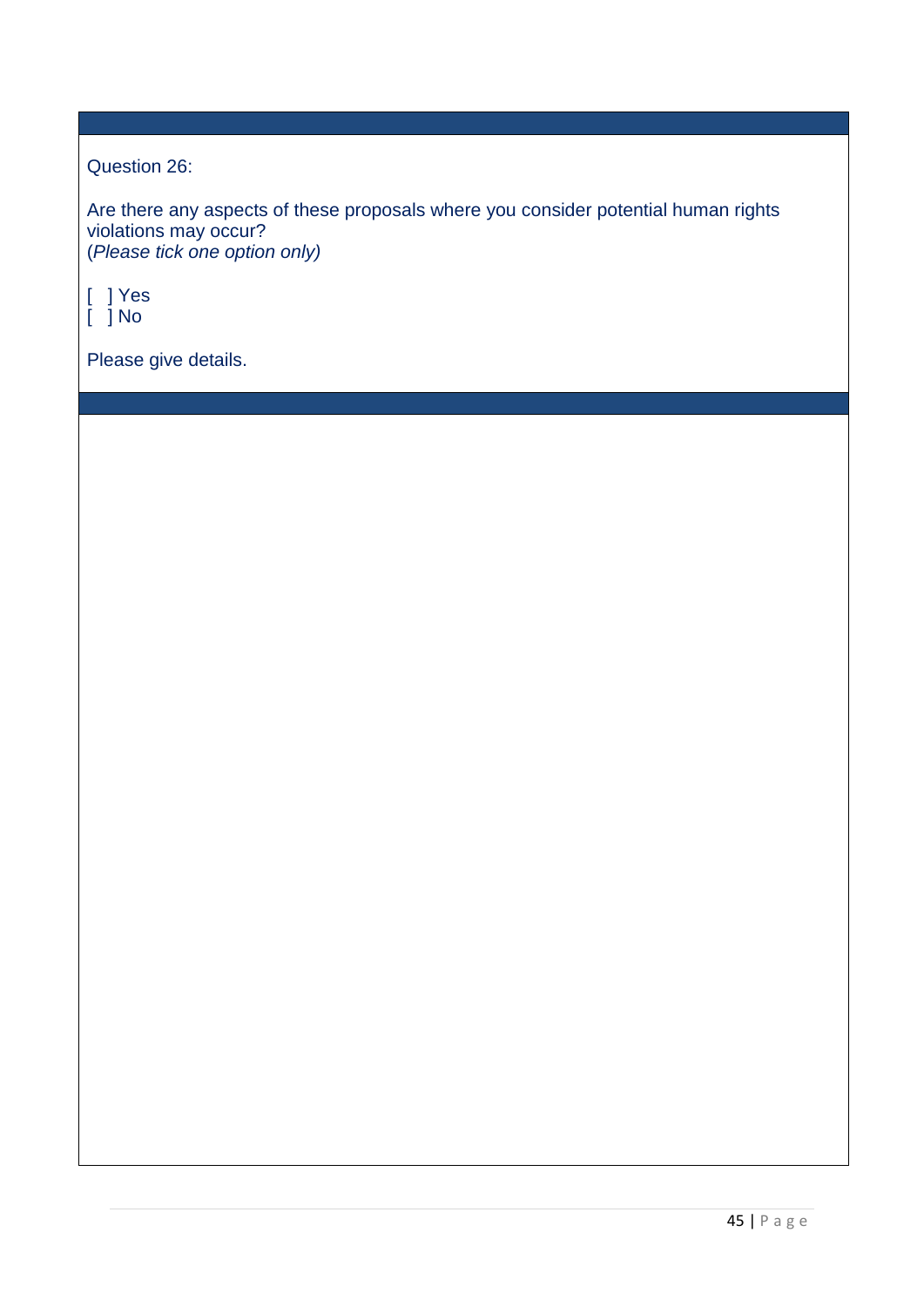Question 26:

Are there any aspects of these proposals where you consider potential human rights violations may occur?
(*Please tick one option only)*

[ ] Yes
[ ] No

Please give details.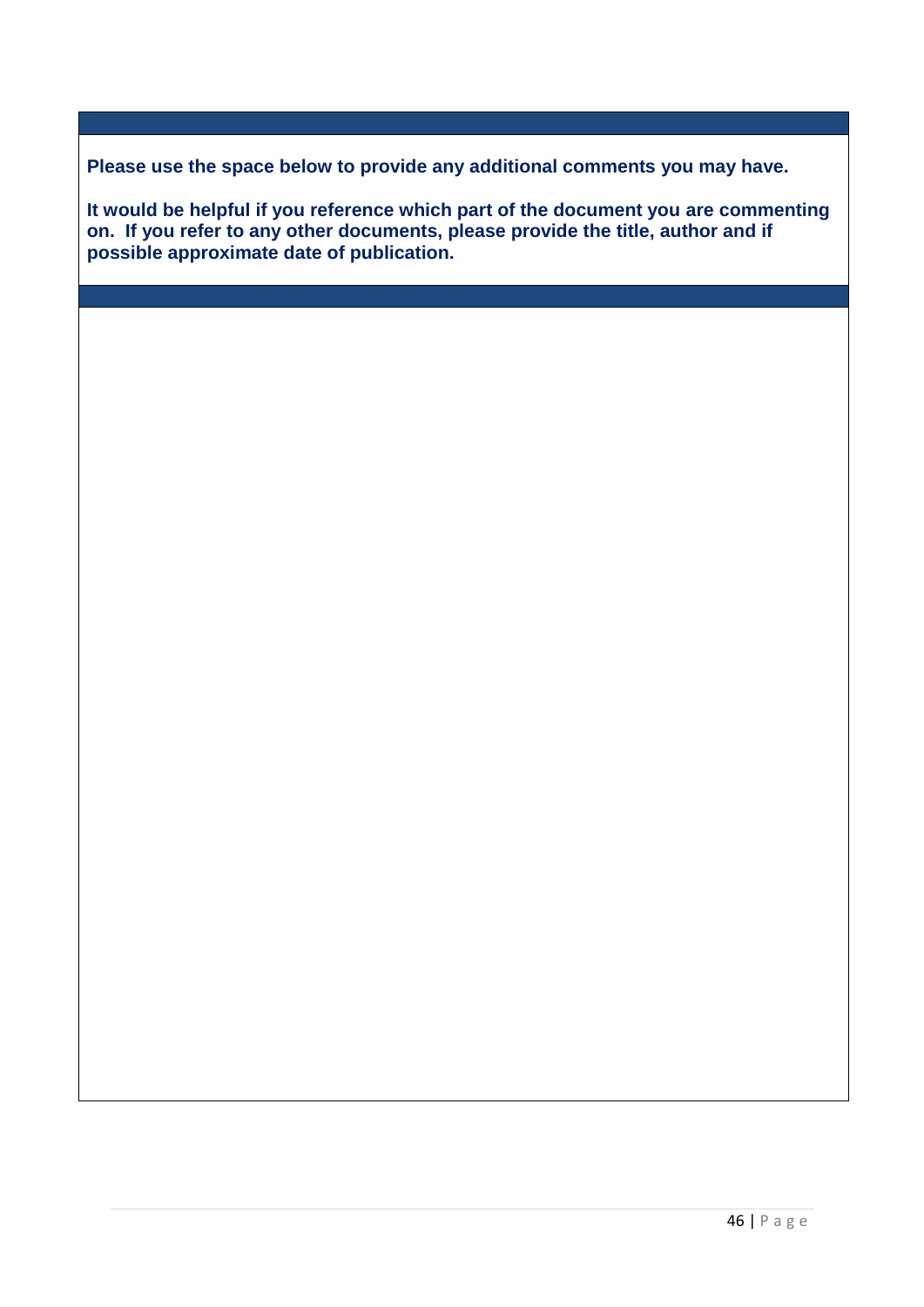**Please use the space below to provide any additional comments you may have.**

**It would be helpful if you reference which part of the document you are commenting on. If you refer to any other documents, please provide the title, author and if possible approximate date of publication.**